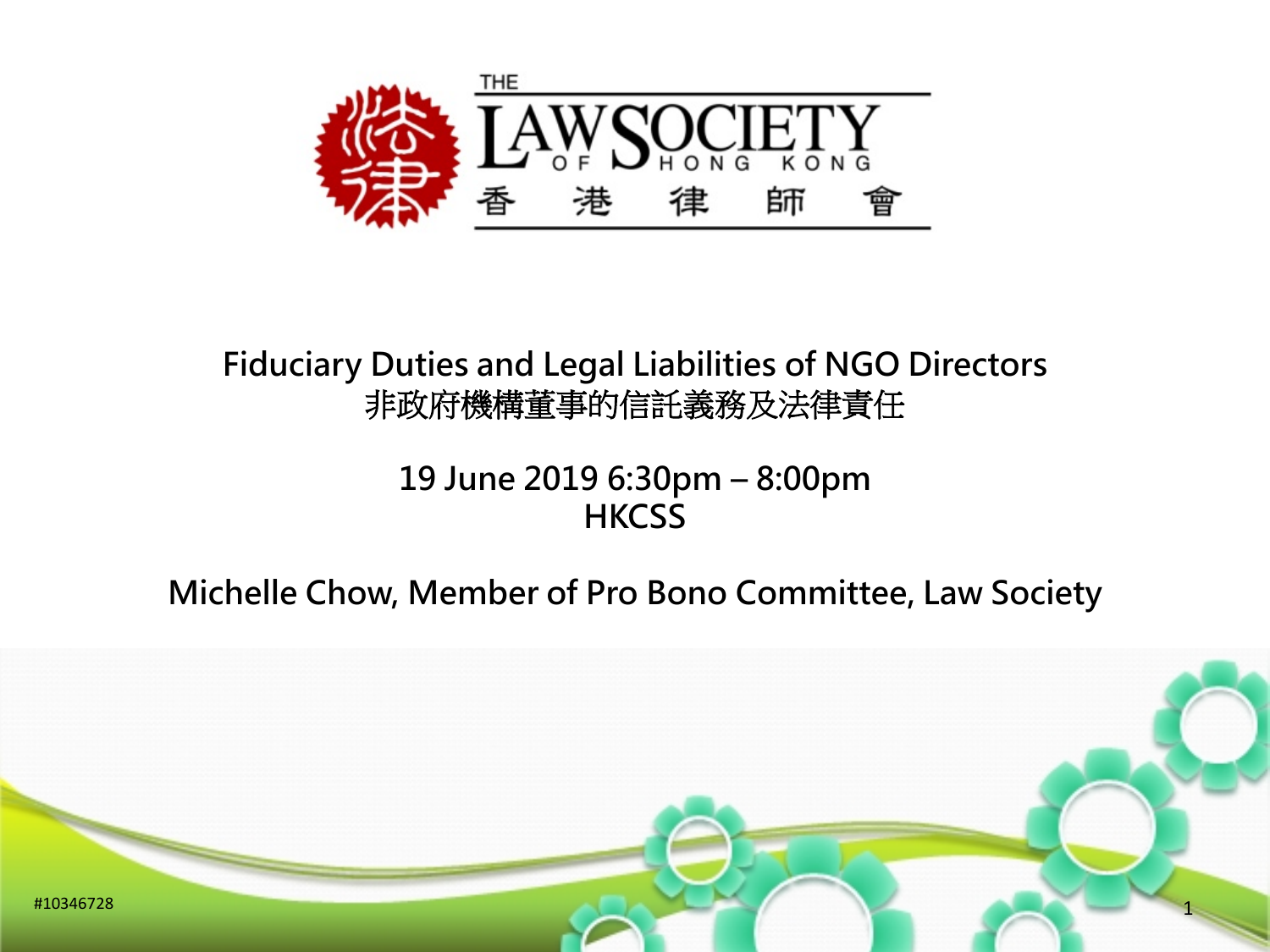THE LAW SOCIETY OF HONG KONG 香港律師會

# Fiduciary Duties and Legal Liabilities of NGO Directors
# 非政府機構董事的信託義務及法律責任

19 June 2019 6:30pm – 8:00pm
HKCSS

Michelle Chow, Member of Pro Bono Committee, Law Society

#10346728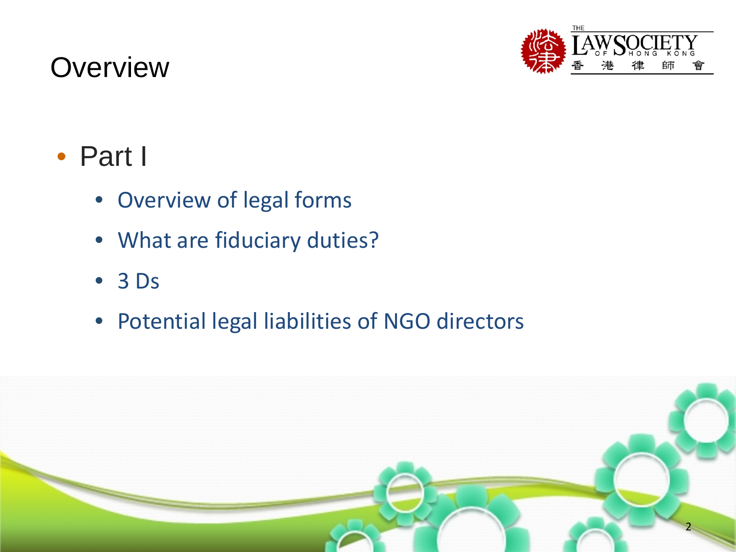# Overview

- Part I
  - Overview of legal forms
  - What are fiduciary duties?
  - 3 Ds
  - Potential legal liabilities of NGO directors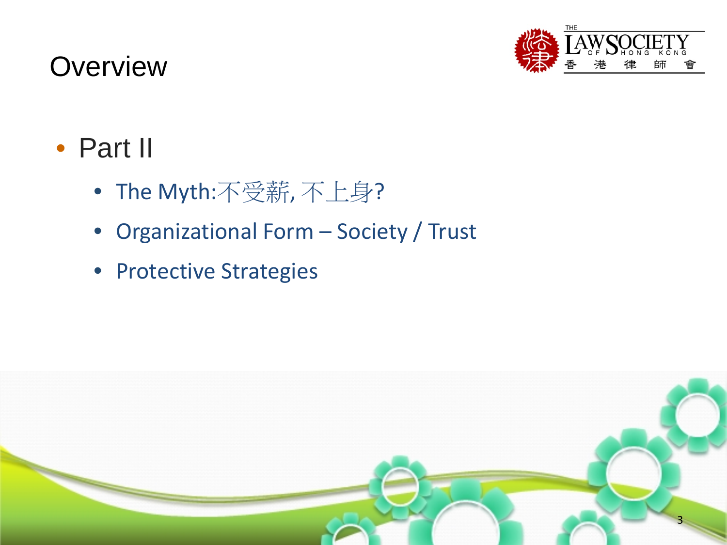# Overview

- Part II
  - The Myth:不受薪, 不上身?
  - Organizational Form – Society / Trust
  - Protective Strategies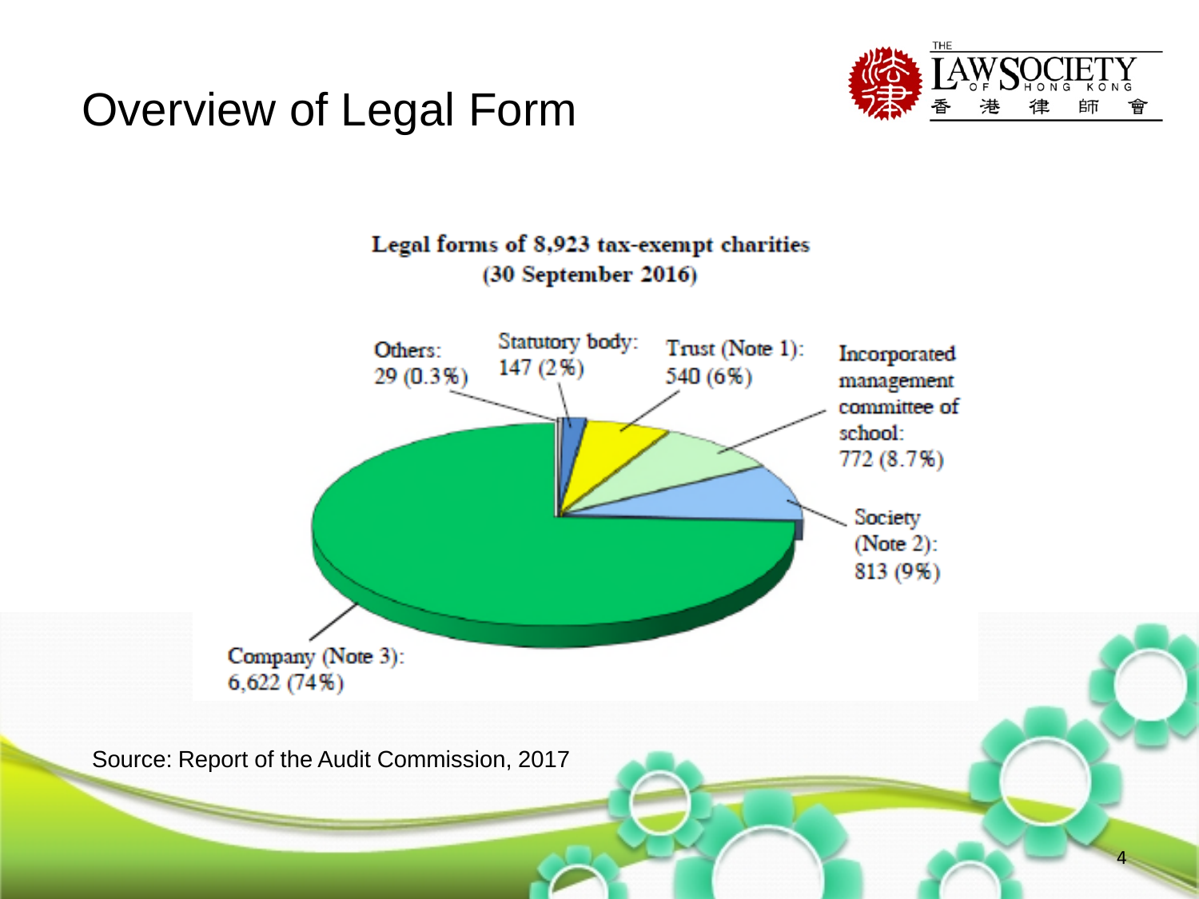# Overview of Legal Form

**Legal forms of 8,923 tax-exempt charities**
**(30 September 2016)**

Others: 29 (0.3%)

Statutory body: 147 (2%)

Trust (Note 1): 540 (6%)

Incorporated management committee of school: 772 (8.7%)

Society (Note 2): 813 (9%)

Company (Note 3): 6,622 (74%)

Source: Report of the Audit Commission, 2017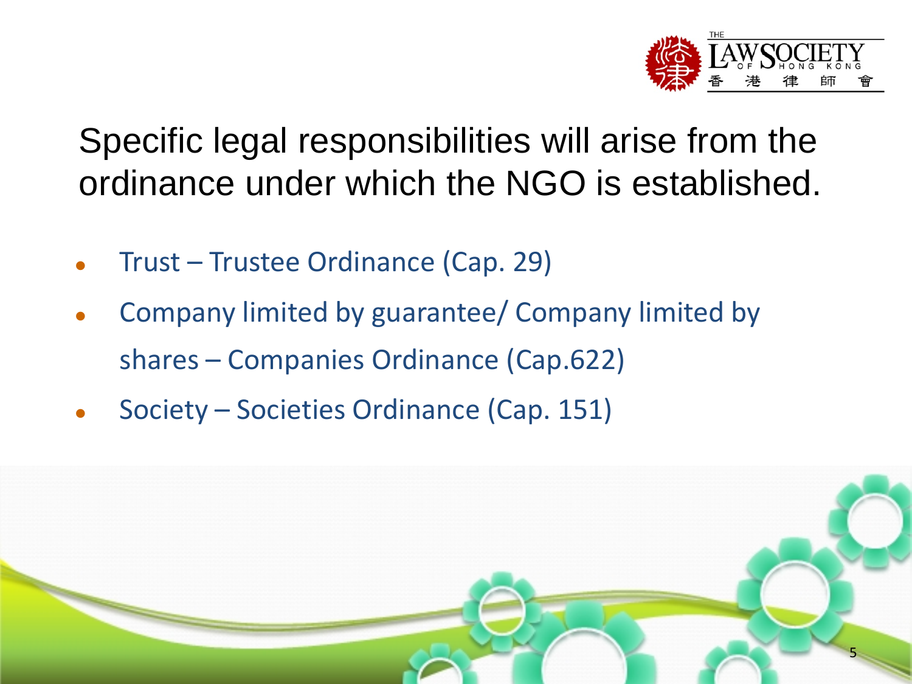# Specific legal responsibilities will arise from the ordinance under which the NGO is established.

- Trust – Trustee Ordinance (Cap. 29)
- Company limited by guarantee/ Company limited by shares – Companies Ordinance (Cap.622)
- Society – Societies Ordinance (Cap. 151)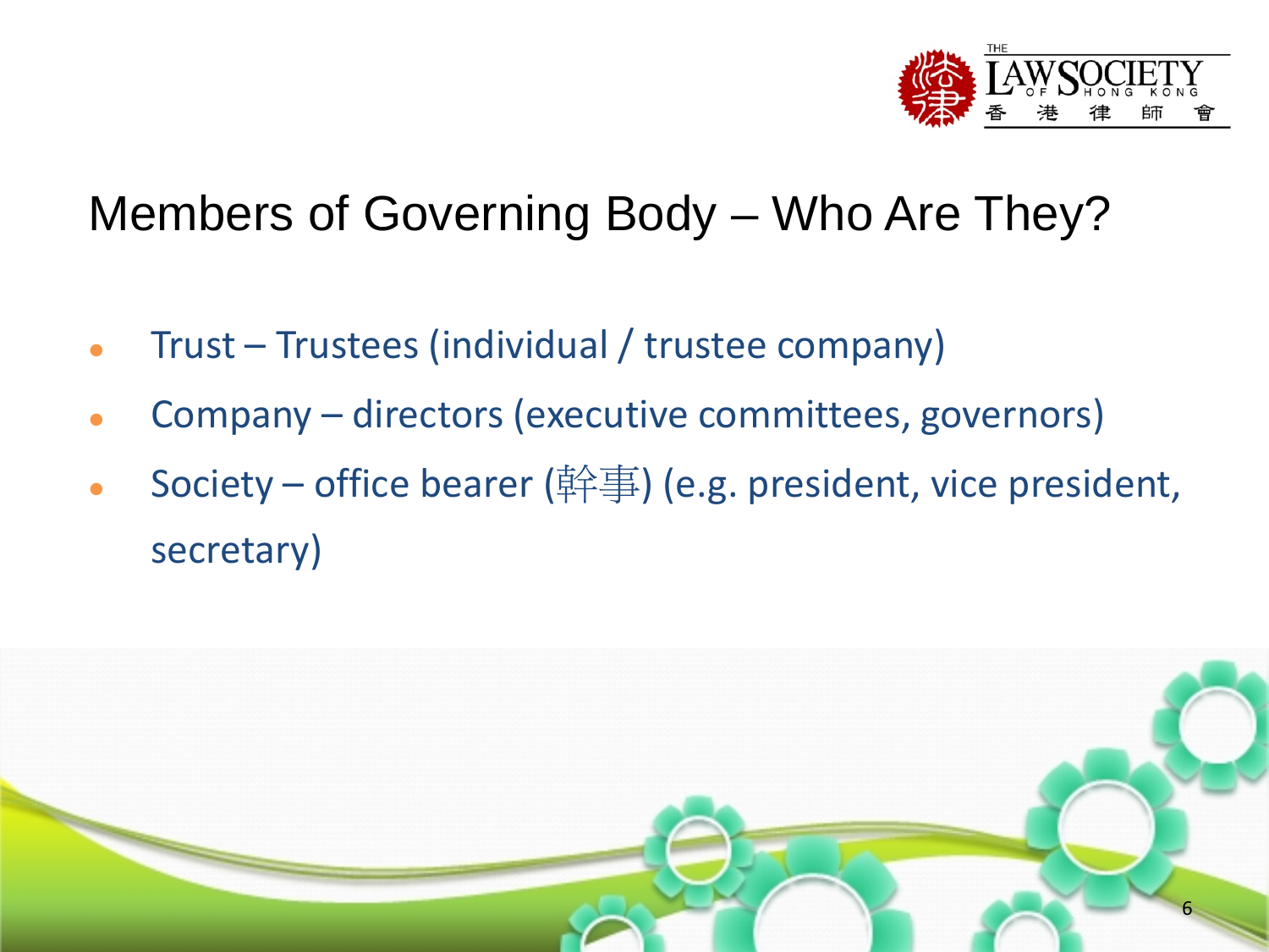# Members of Governing Body – Who Are They?

- Trust – Trustees (individual / trustee company)
- Company – directors (executive committees, governors)
- Society – office bearer (幹事) (e.g. president, vice president, secretary)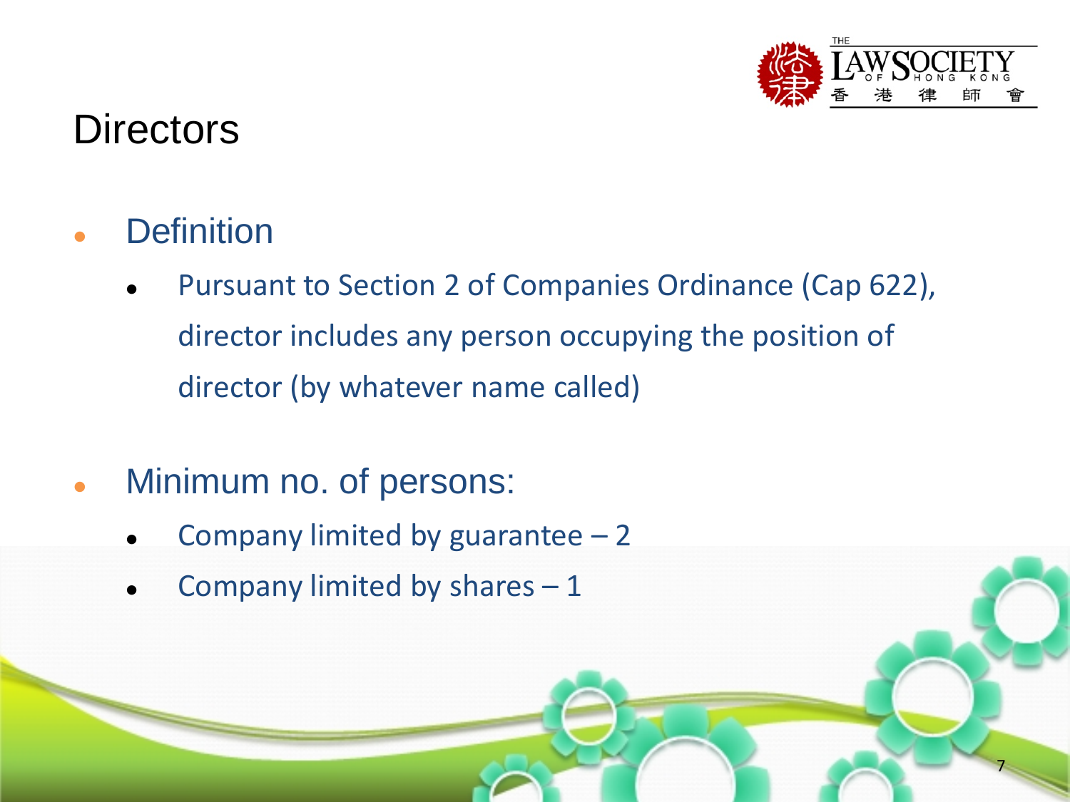# Directors

- Definition
  - Pursuant to Section 2 of Companies Ordinance (Cap 622), director includes any person occupying the position of director (by whatever name called)

- Minimum no. of persons:
  - Company limited by guarantee – 2
  - Company limited by shares – 1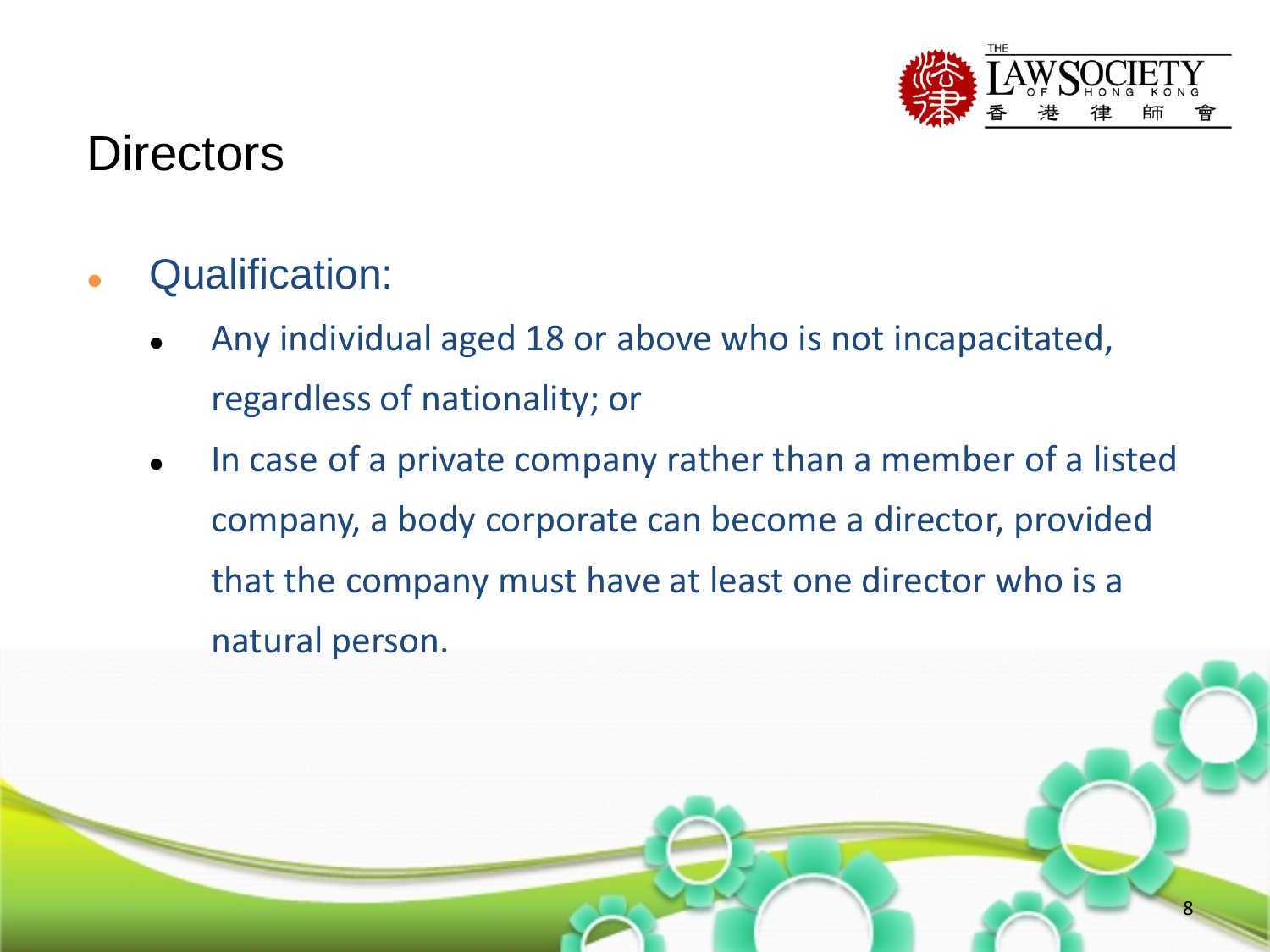# Directors

- Qualification:
  - Any individual aged 18 or above who is not incapacitated, regardless of nationality; or
  - In case of a private company rather than a member of a listed company, a body corporate can become a director, provided that the company must have at least one director who is a natural person.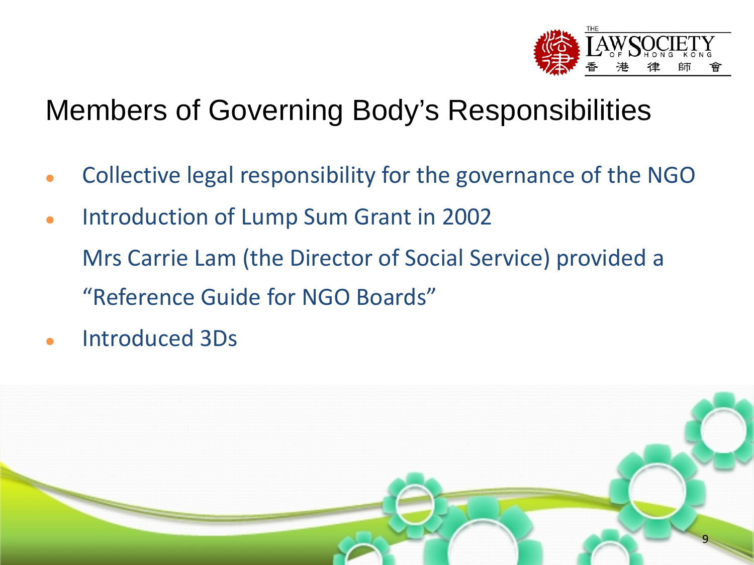# Members of Governing Body's Responsibilities

- Collective legal responsibility for the governance of the NGO
- Introduction of Lump Sum Grant in 2002

  Mrs Carrie Lam (the Director of Social Service) provided a "Reference Guide for NGO Boards"
- Introduced 3Ds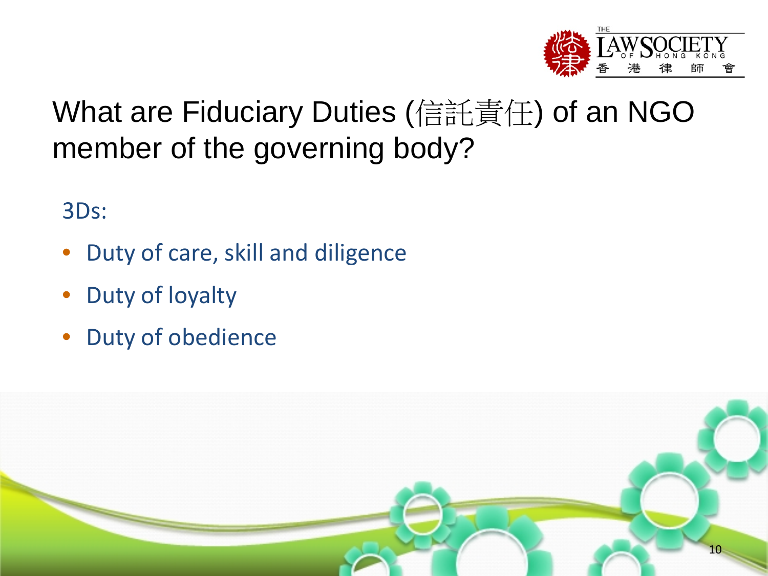# What are Fiduciary Duties (信託責任) of an NGO member of the governing body?

3Ds:

- Duty of care, skill and diligence
- Duty of loyalty
- Duty of obedience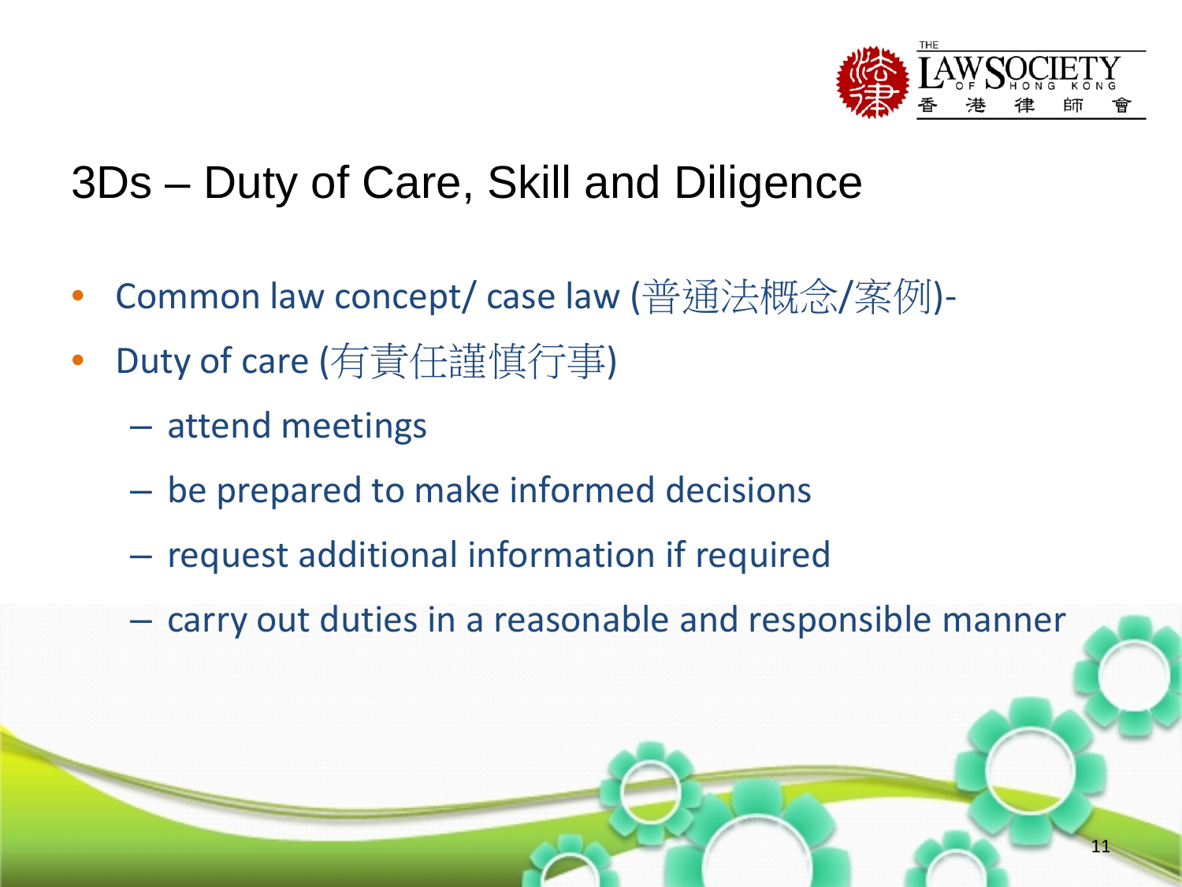# 3Ds – Duty of Care, Skill and Diligence

- Common law concept/ case law (普通法概念/案例)-
- Duty of care (有責任謹慎行事)
  - attend meetings
  - be prepared to make informed decisions
  - request additional information if required
  - carry out duties in a reasonable and responsible manner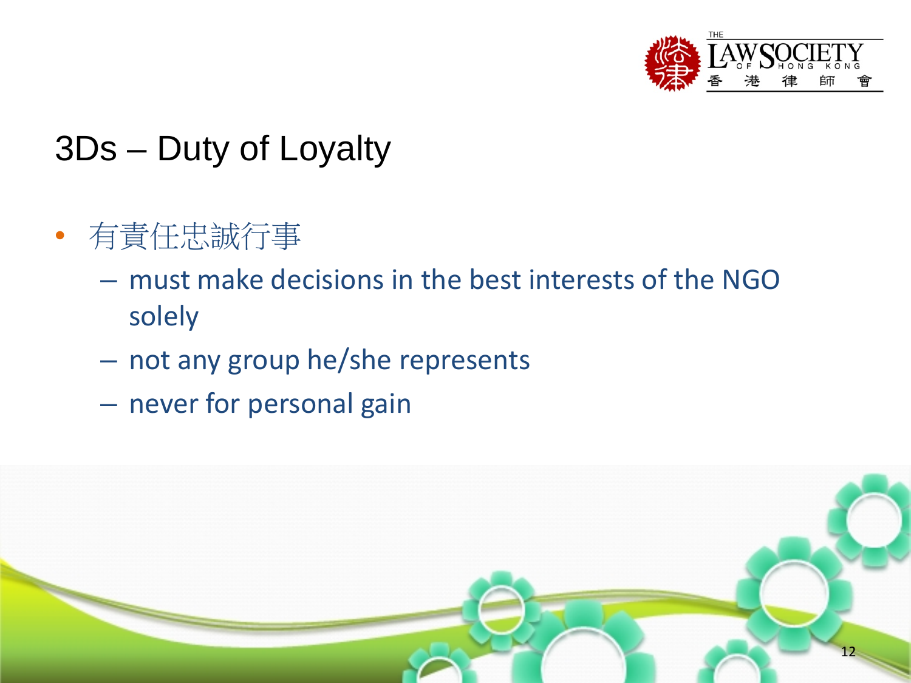# 3Ds – Duty of Loyalty

- 有責任忠誠行事
  - must make decisions in the best interests of the NGO solely
  - not any group he/she represents
  - never for personal gain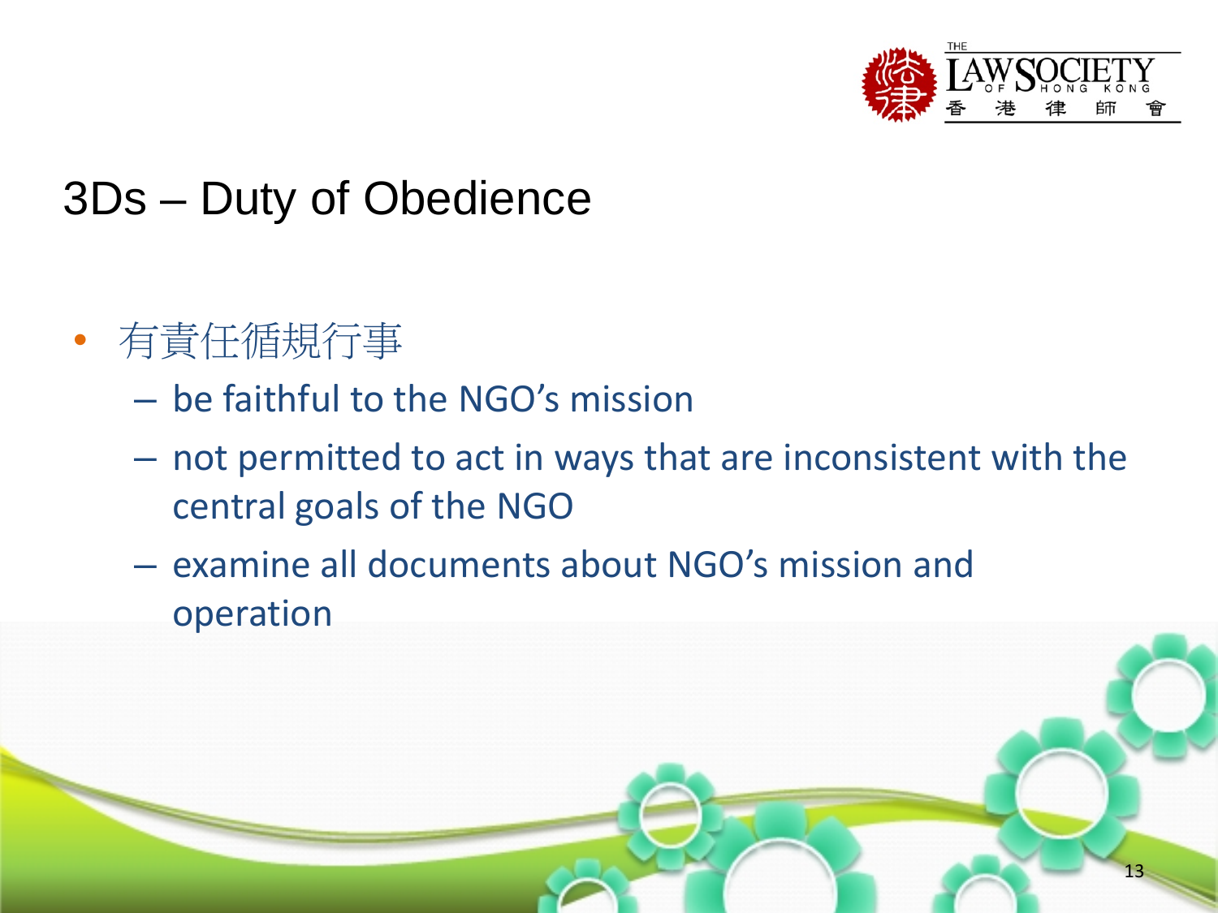# 3Ds – Duty of Obedience

- 有責任循規行事
  - be faithful to the NGO's mission
  - not permitted to act in ways that are inconsistent with the central goals of the NGO
  - examine all documents about NGO's mission and operation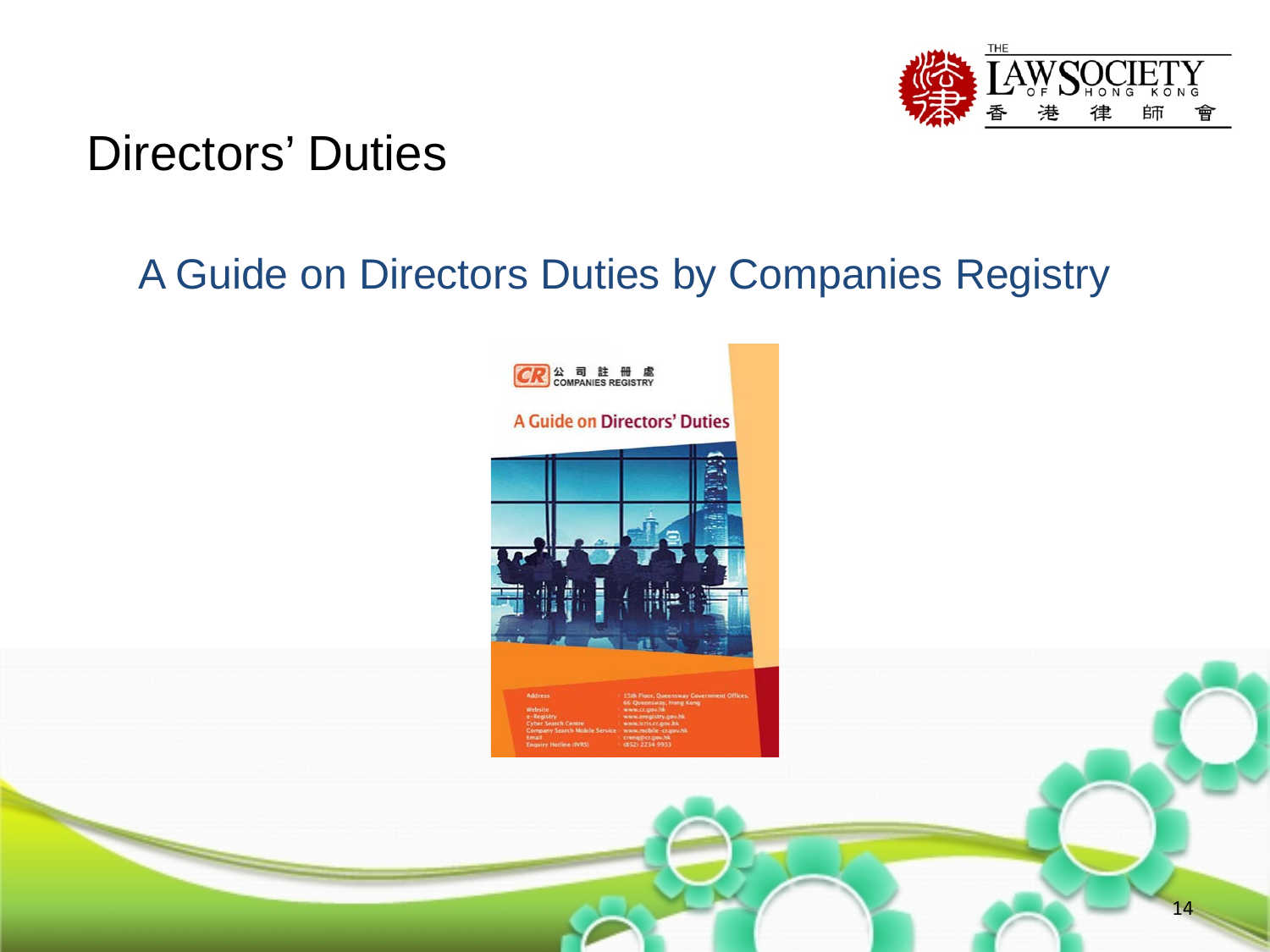# Directors' Duties

## A Guide on Directors Duties by Companies Registry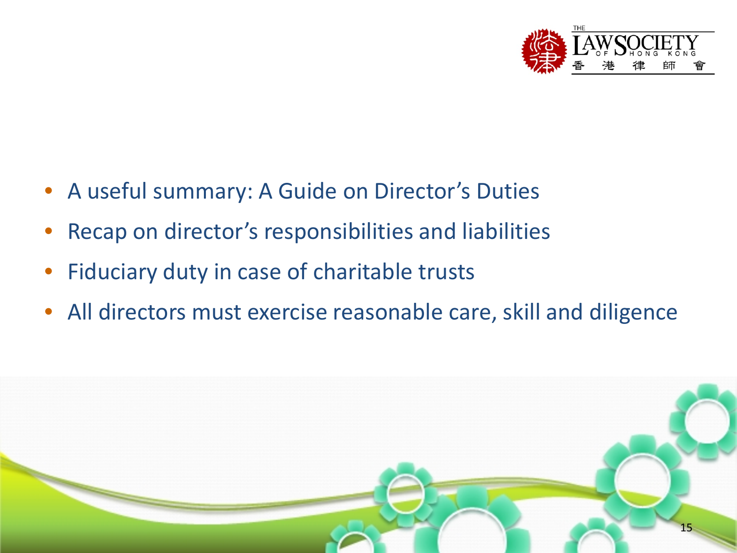- A useful summary: A Guide on Director's Duties
- Recap on director's responsibilities and liabilities
- Fiduciary duty in case of charitable trusts
- All directors must exercise reasonable care, skill and diligence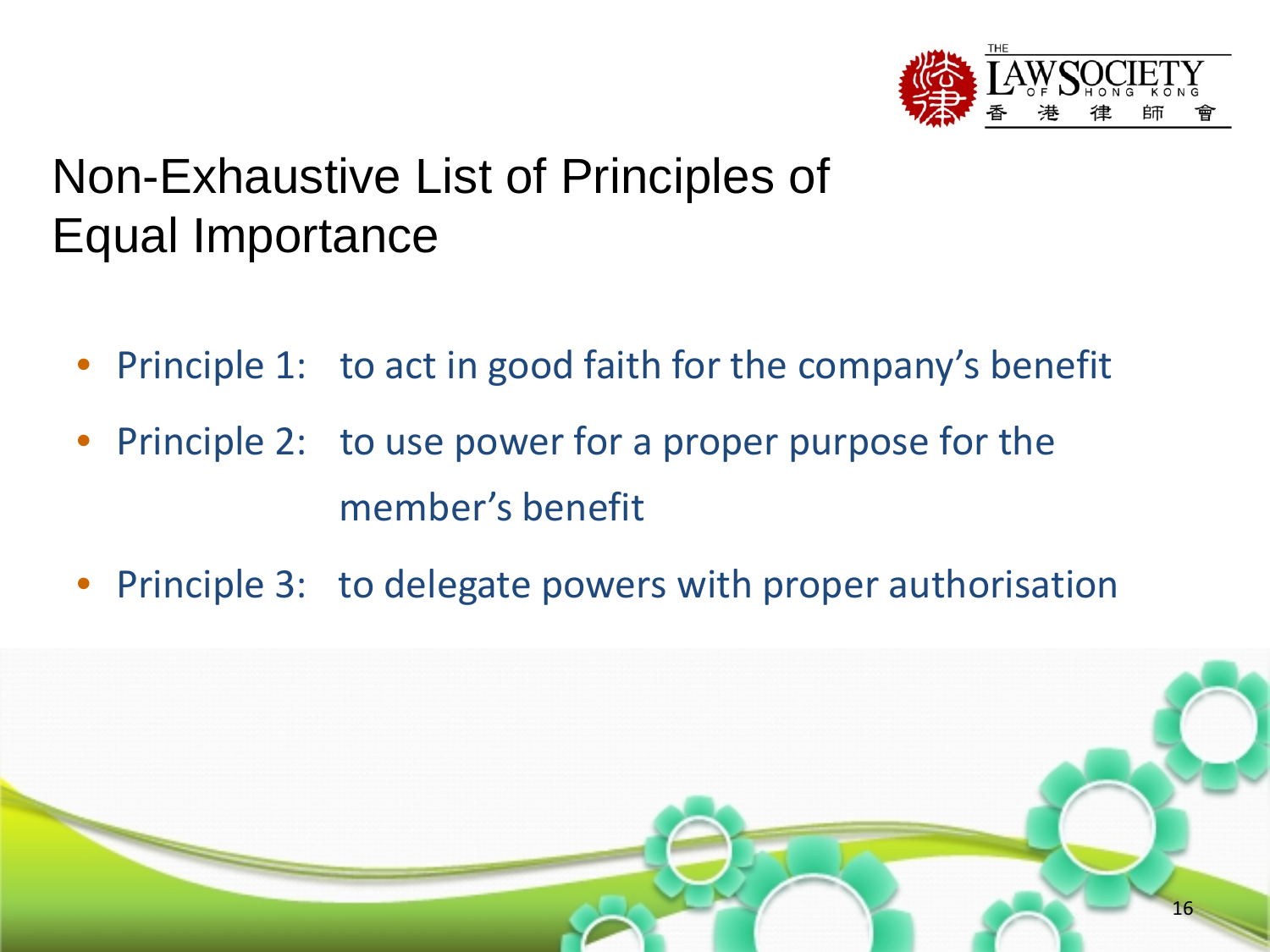# Non-Exhaustive List of Principles of Equal Importance

- Principle 1: to act in good faith for the company's benefit
- Principle 2: to use power for a proper purpose for the member's benefit
- Principle 3: to delegate powers with proper authorisation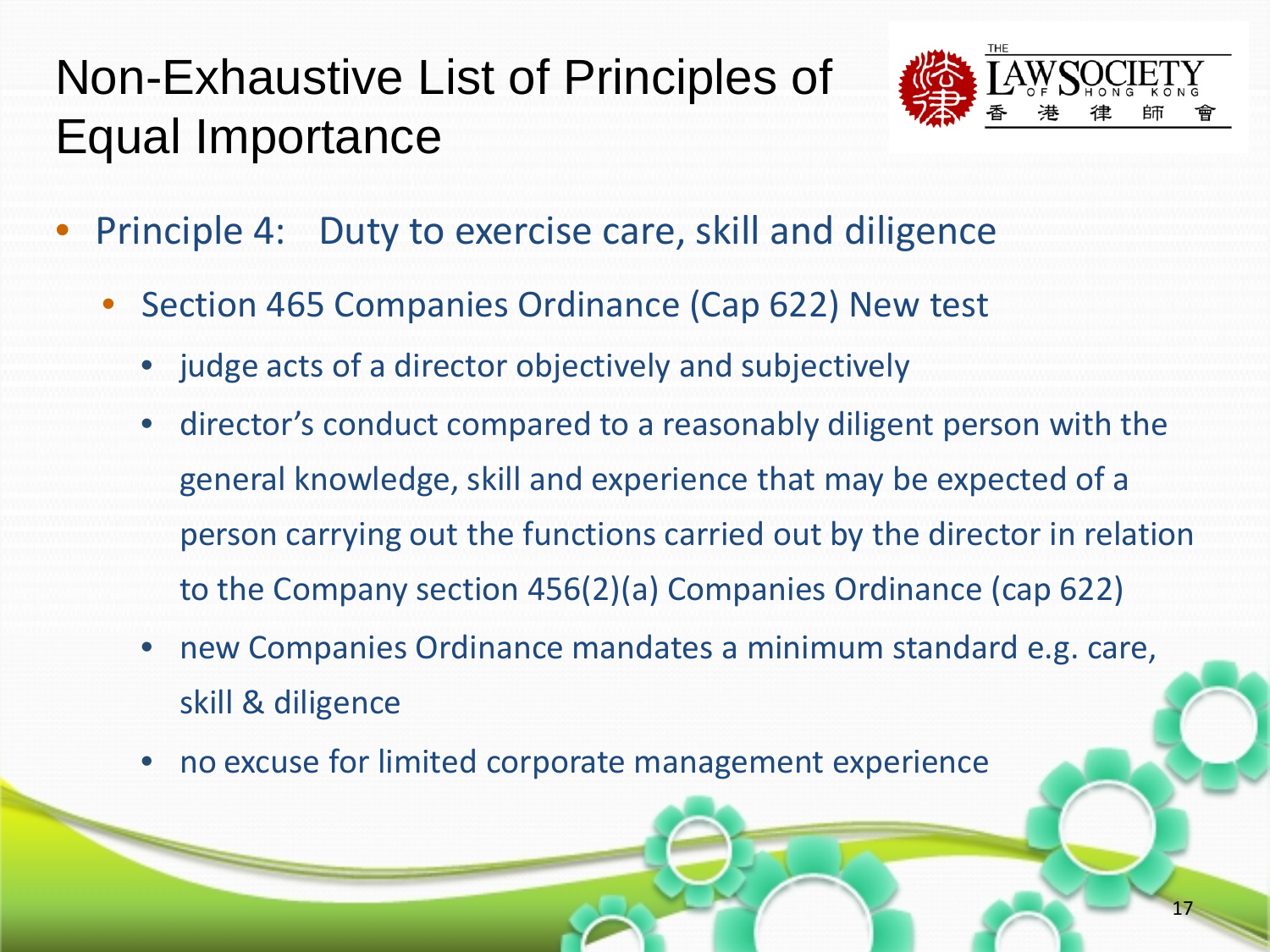# Non-Exhaustive List of Principles of Equal Importance

- Principle 4: Duty to exercise care, skill and diligence
  - Section 465 Companies Ordinance (Cap 622) New test
    - judge acts of a director objectively and subjectively
    - director's conduct compared to a reasonably diligent person with the general knowledge, skill and experience that may be expected of a person carrying out the functions carried out by the director in relation to the Company section 456(2)(a) Companies Ordinance (cap 622)
    - new Companies Ordinance mandates a minimum standard e.g. care, skill & diligence
    - no excuse for limited corporate management experience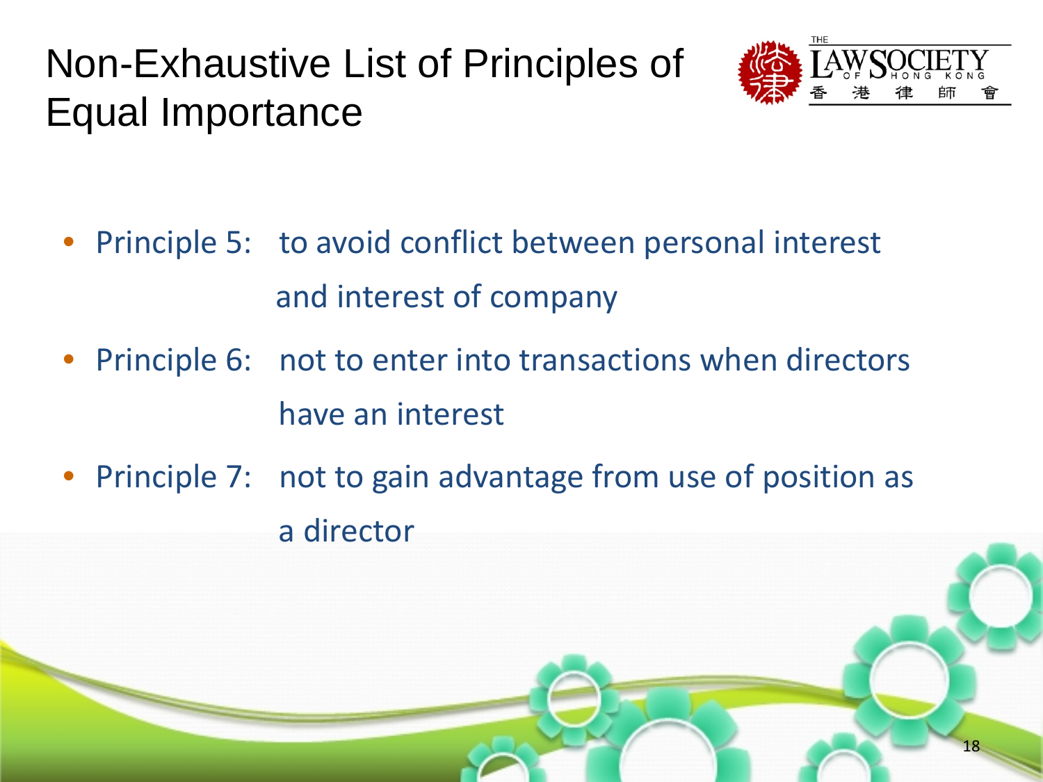# Non-Exhaustive List of Principles of Equal Importance

- Principle 5: to avoid conflict between personal interest and interest of company
- Principle 6: not to enter into transactions when directors have an interest
- Principle 7: not to gain advantage from use of position as a director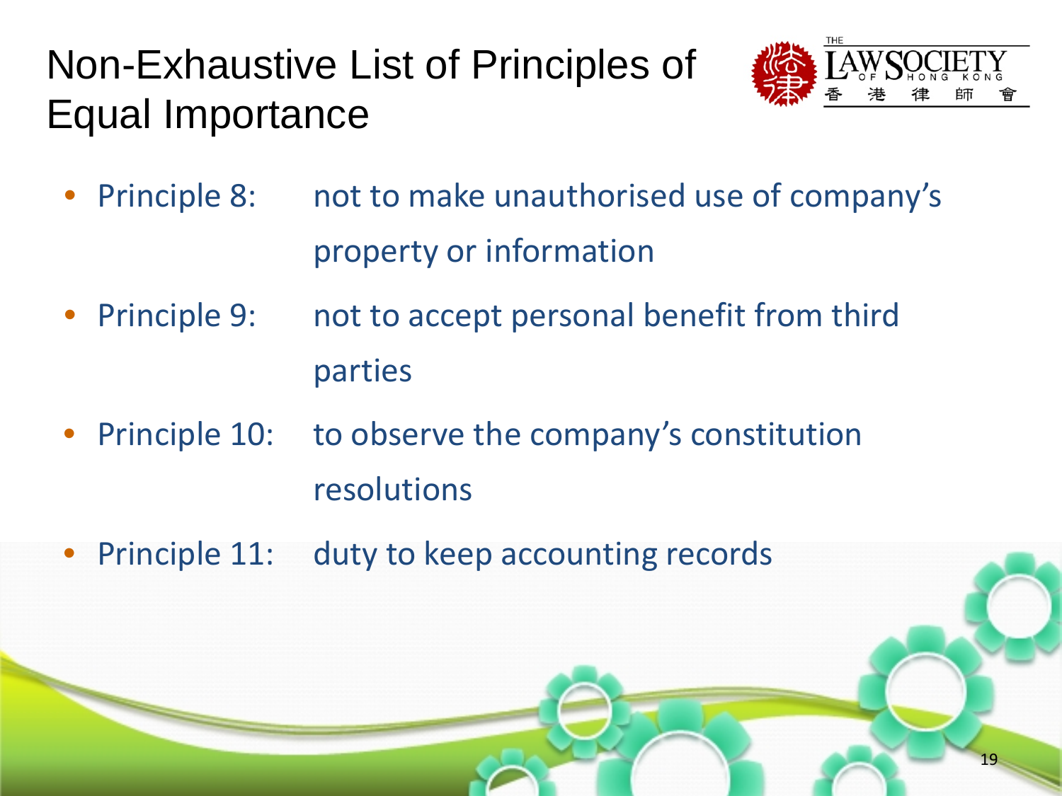# Non-Exhaustive List of Principles of Equal Importance

- Principle 8: not to make unauthorised use of company's property or information
- Principle 9: not to accept personal benefit from third parties
- Principle 10: to observe the company's constitution resolutions
- Principle 11: duty to keep accounting records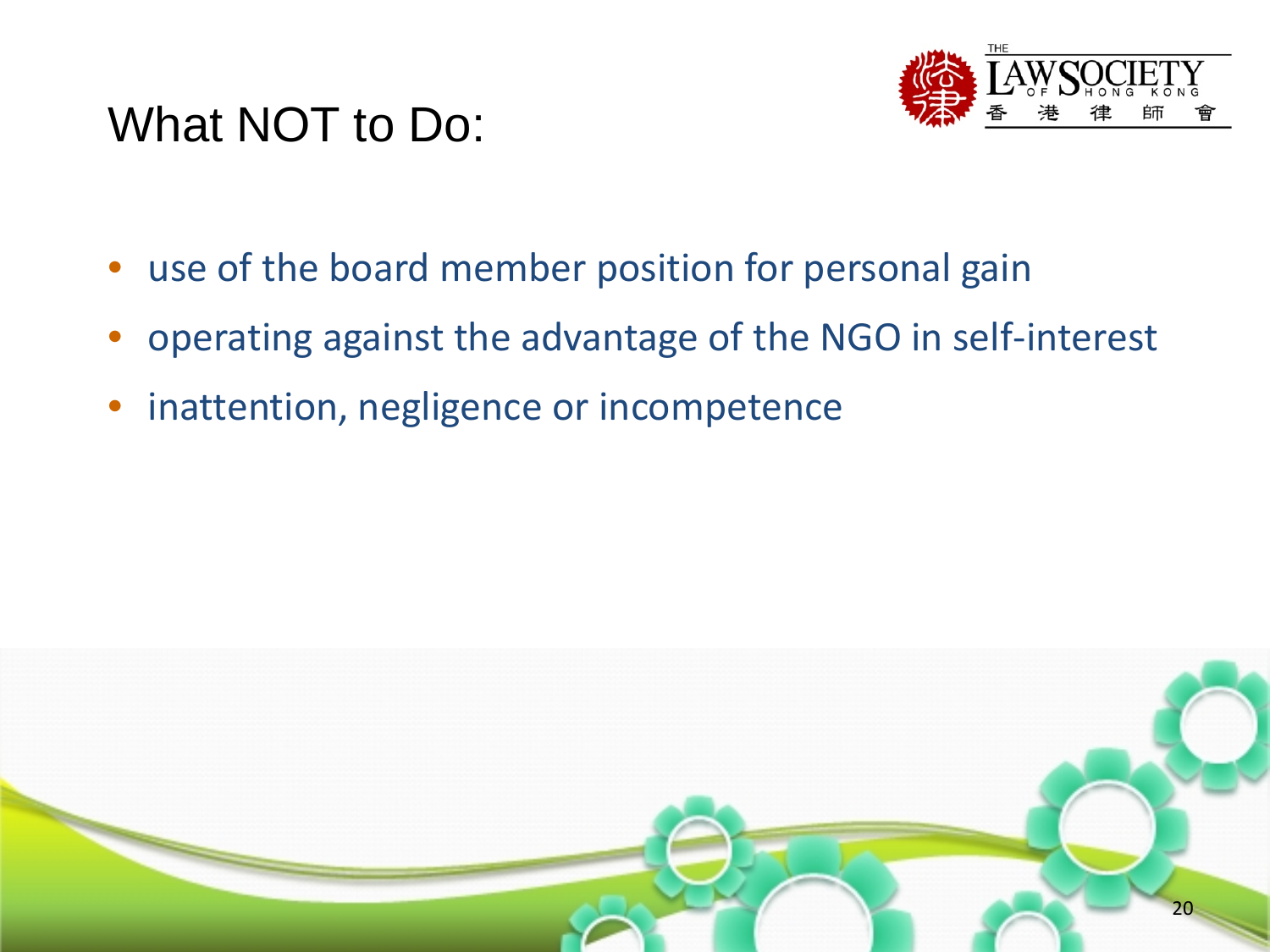# What NOT to Do:

- use of the board member position for personal gain
- operating against the advantage of the NGO in self-interest
- inattention, negligence or incompetence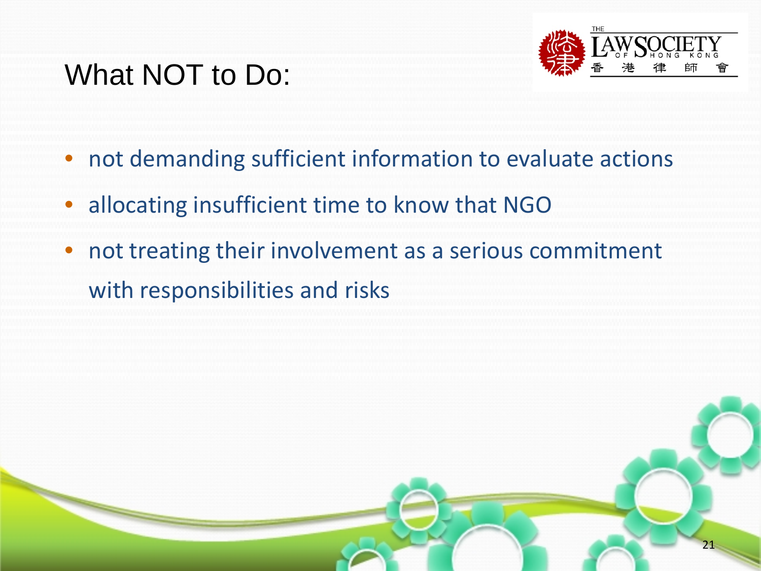# What NOT to Do:

- not demanding sufficient information to evaluate actions
- allocating insufficient time to know that NGO
- not treating their involvement as a serious commitment with responsibilities and risks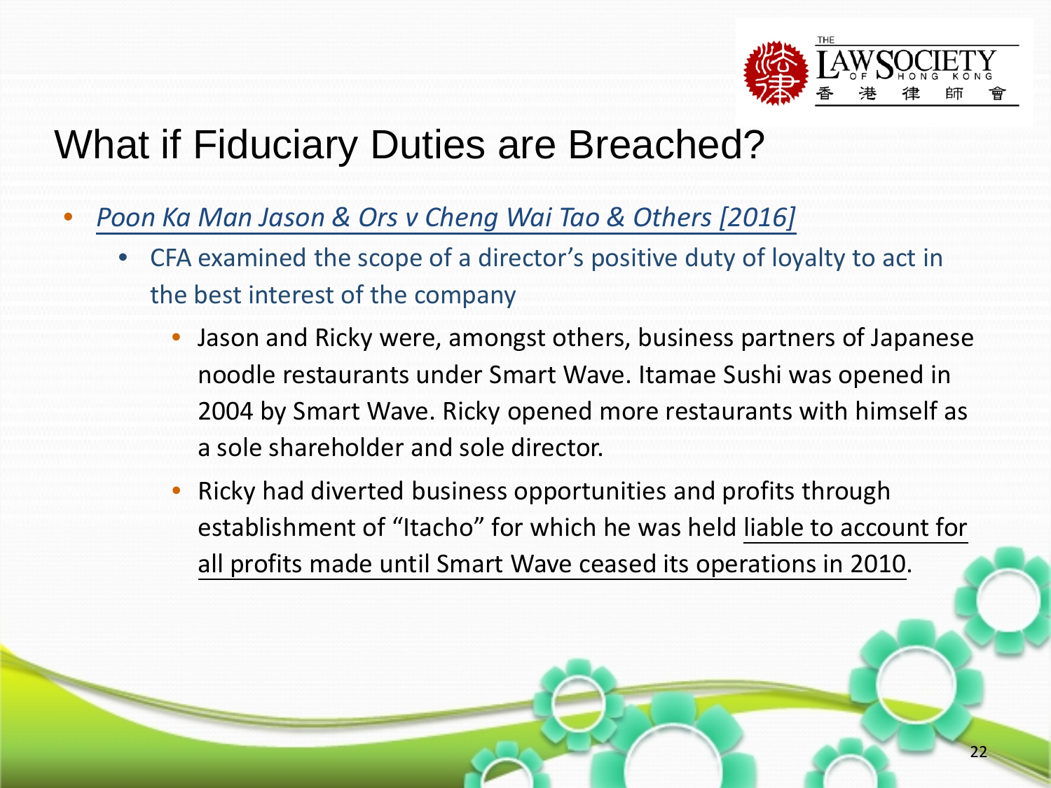# What if Fiduciary Duties are Breached?

- *Poon Ka Man Jason & Ors v Cheng Wai Tao & Others [2016]*
  - CFA examined the scope of a director's positive duty of loyalty to act in the best interest of the company
    - Jason and Ricky were, amongst others, business partners of Japanese noodle restaurants under Smart Wave. Itamae Sushi was opened in 2004 by Smart Wave. Ricky opened more restaurants with himself as a sole shareholder and sole director.
    - Ricky had diverted business opportunities and profits through establishment of "Itacho" for which he was held liable to account for all profits made until Smart Wave ceased its operations in 2010.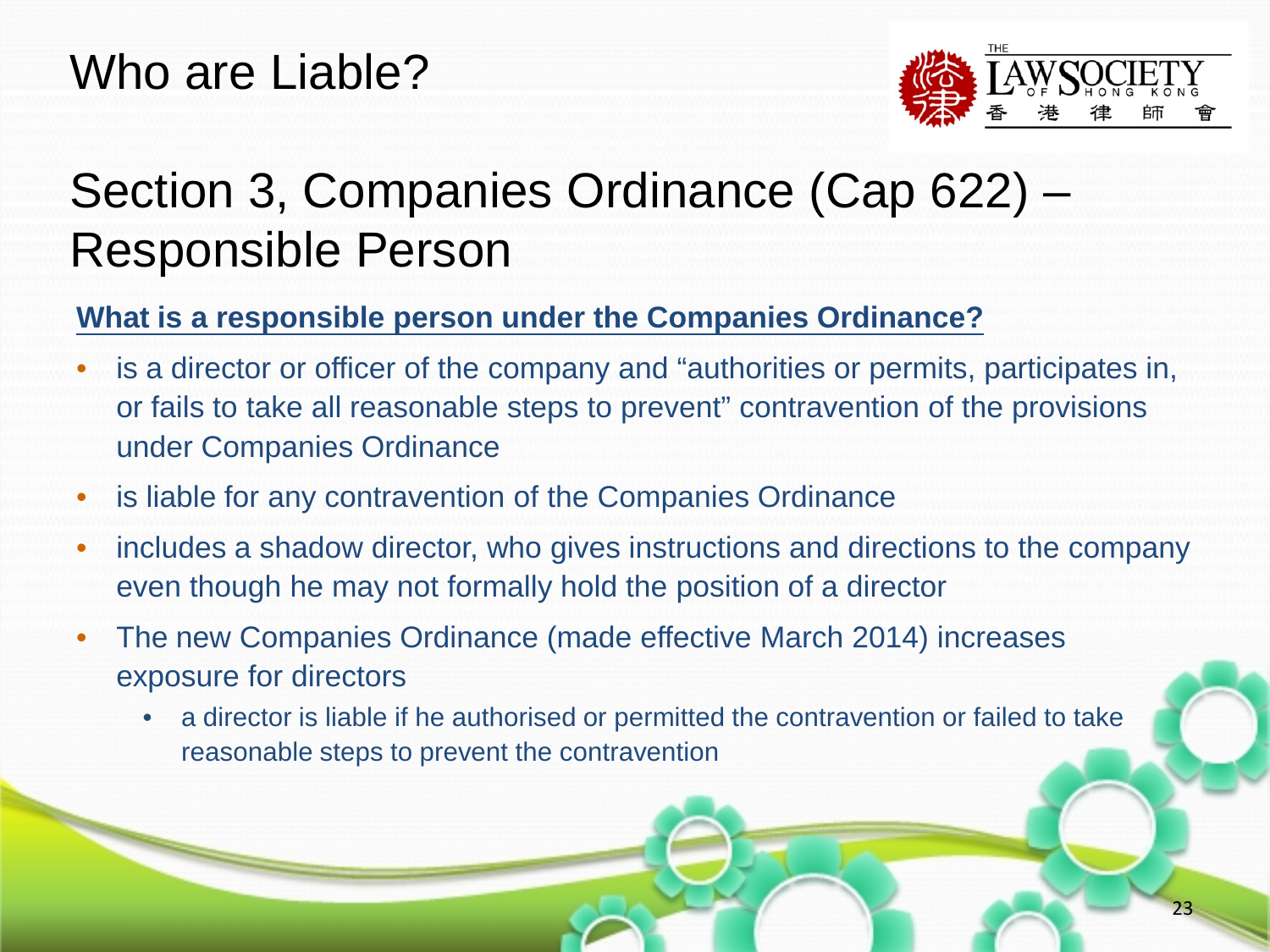# Who are Liable?

## Section 3, Companies Ordinance (Cap 622) – Responsible Person

**What is a responsible person under the Companies Ordinance?**

- is a director or officer of the company and "authorities or permits, participates in, or fails to take all reasonable steps to prevent" contravention of the provisions under Companies Ordinance
- is liable for any contravention of the Companies Ordinance
- includes a shadow director, who gives instructions and directions to the company even though he may not formally hold the position of a director
- The new Companies Ordinance (made effective March 2014) increases exposure for directors
  - a director is liable if he authorised or permitted the contravention or failed to take reasonable steps to prevent the contravention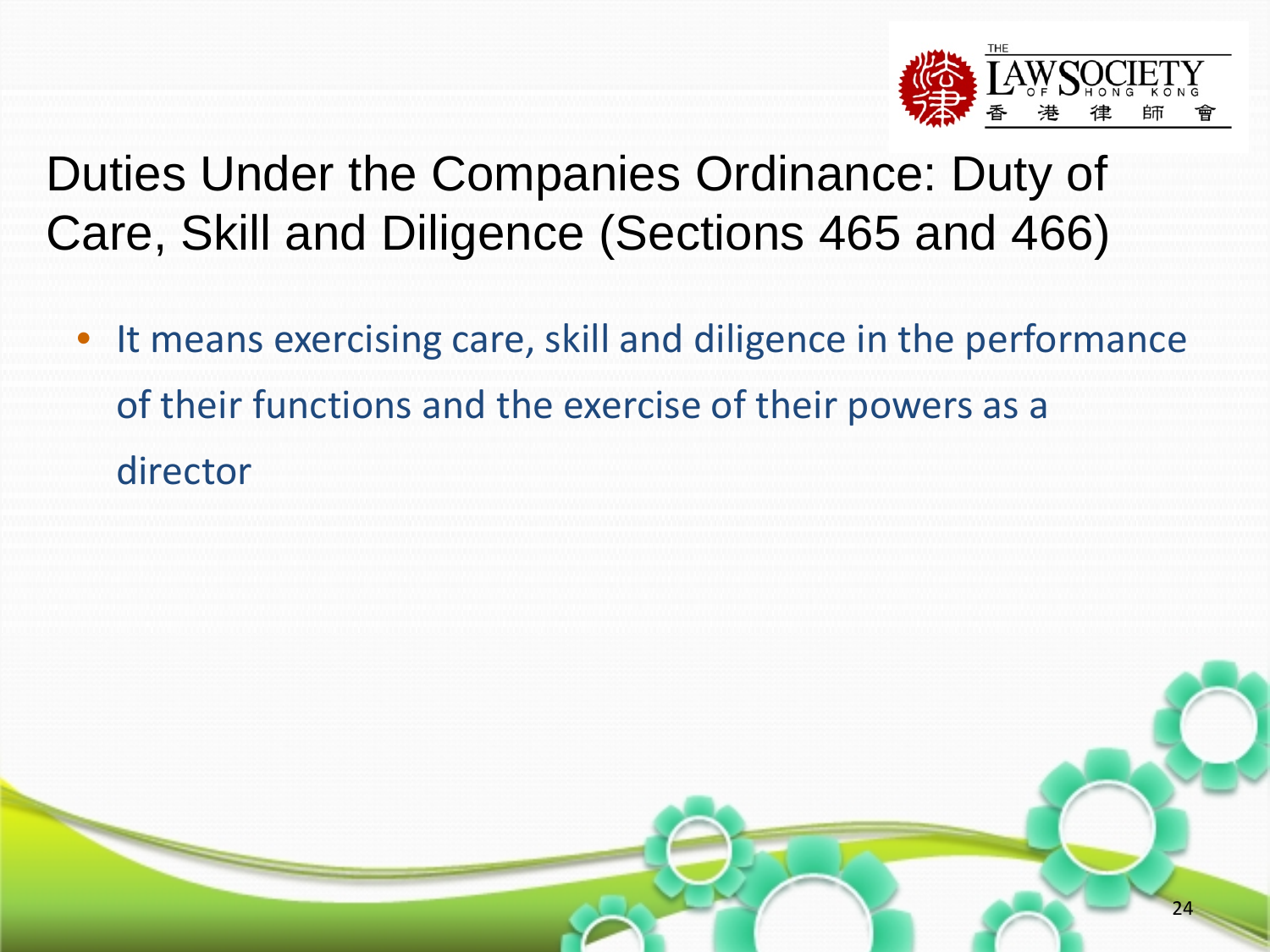# Duties Under the Companies Ordinance: Duty of Care, Skill and Diligence (Sections 465 and 466)

- It means exercising care, skill and diligence in the performance of their functions and the exercise of their powers as a director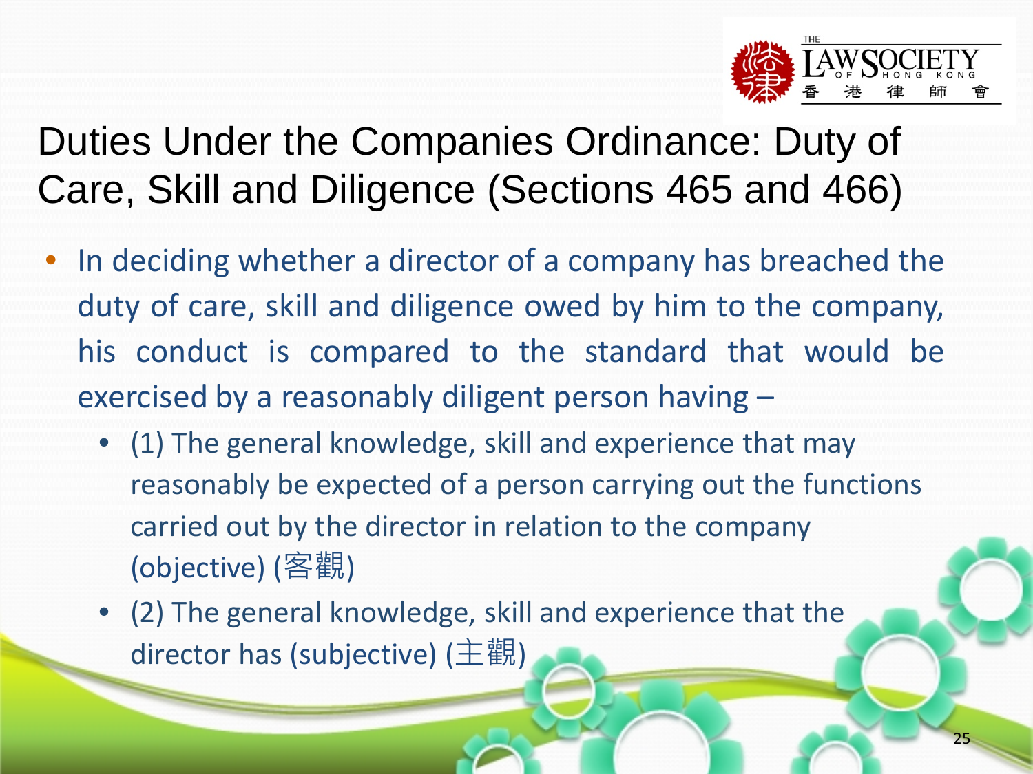# Duties Under the Companies Ordinance: Duty of Care, Skill and Diligence (Sections 465 and 466)

- In deciding whether a director of a company has breached the duty of care, skill and diligence owed by him to the company, his conduct is compared to the standard that would be exercised by a reasonably diligent person having –
  - (1) The general knowledge, skill and experience that may reasonably be expected of a person carrying out the functions carried out by the director in relation to the company (objective) (客觀)
  - (2) The general knowledge, skill and experience that the director has (subjective) (主觀)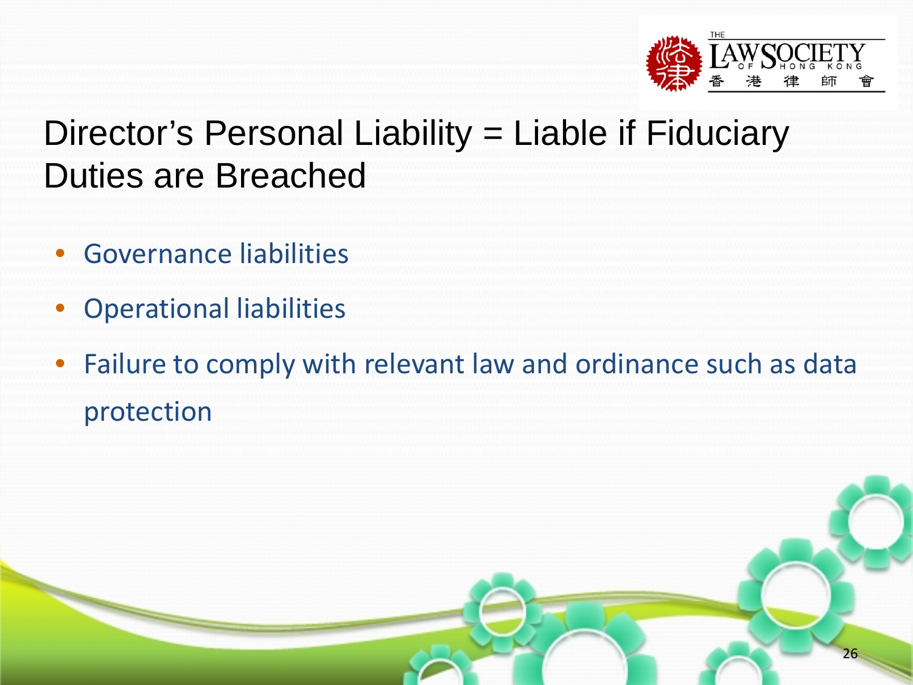# Director's Personal Liability = Liable if Fiduciary Duties are Breached

- Governance liabilities
- Operational liabilities
- Failure to comply with relevant law and ordinance such as data protection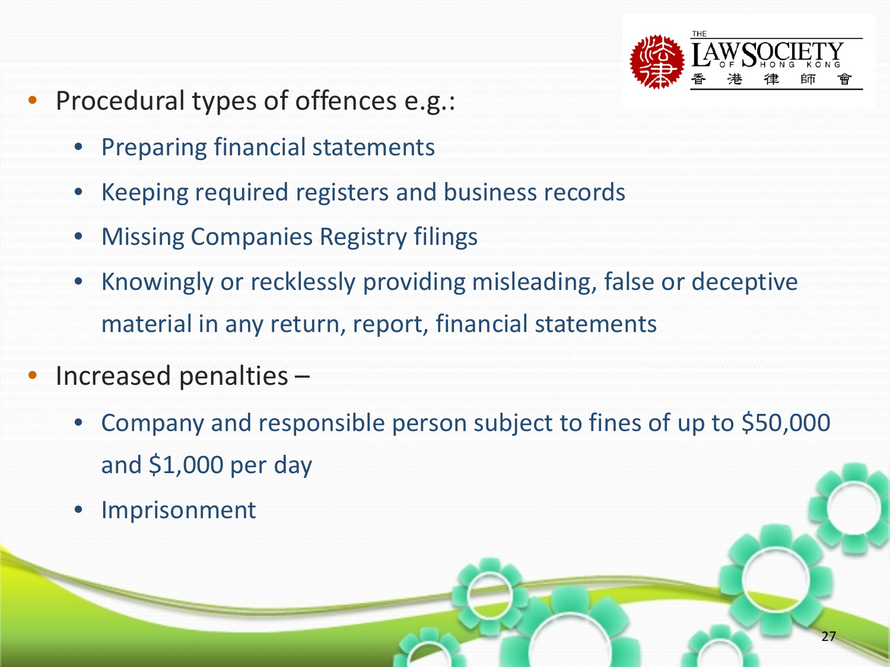- Procedural types of offences e.g.:
  - Preparing financial statements
  - Keeping required registers and business records
  - Missing Companies Registry filings
  - Knowingly or recklessly providing misleading, false or deceptive material in any return, report, financial statements
- Increased penalties –
  - Company and responsible person subject to fines of up to $50,000 and $1,000 per day
  - Imprisonment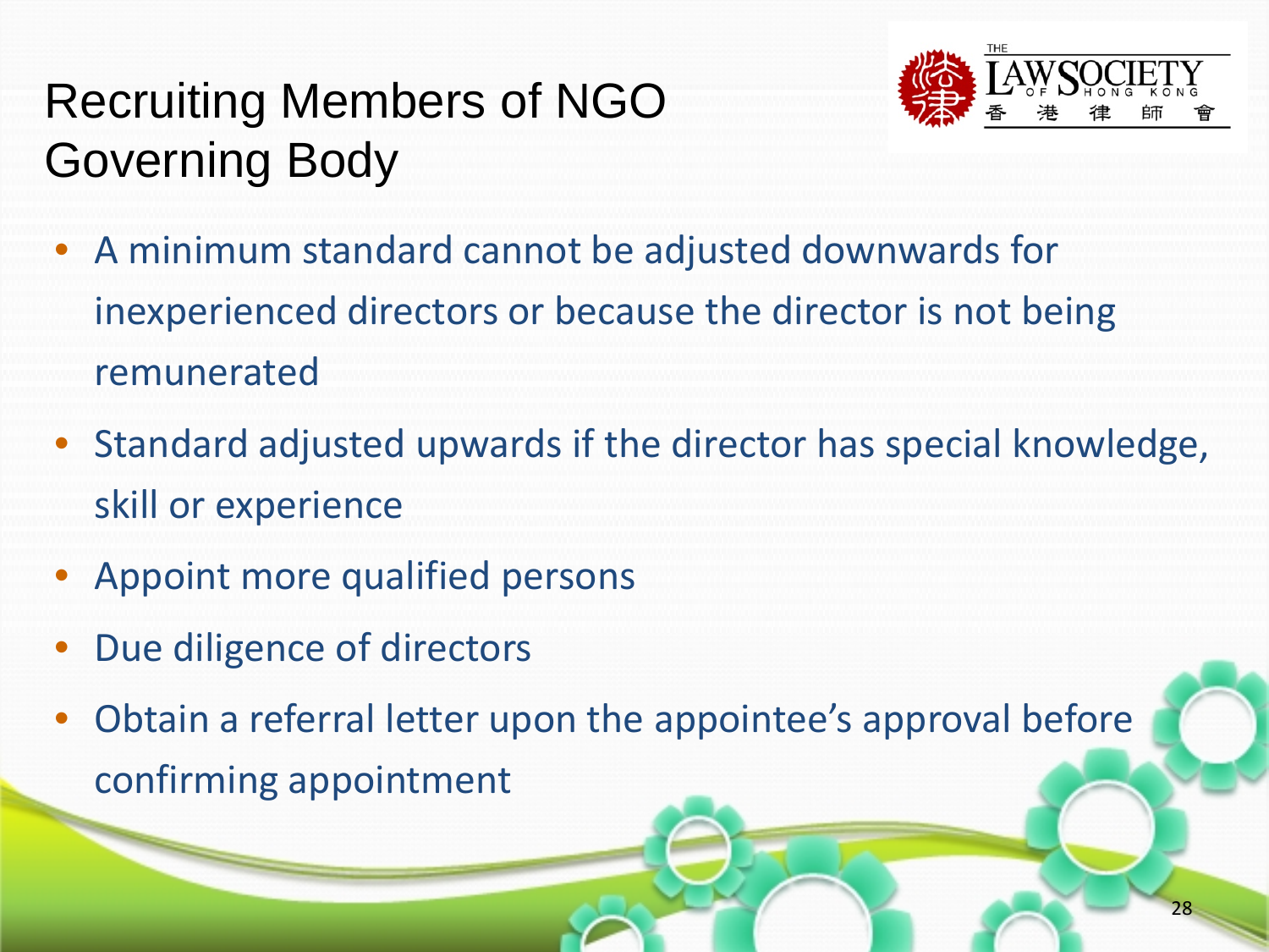# Recruiting Members of NGO Governing Body

- A minimum standard cannot be adjusted downwards for inexperienced directors or because the director is not being remunerated
- Standard adjusted upwards if the director has special knowledge, skill or experience
- Appoint more qualified persons
- Due diligence of directors
- Obtain a referral letter upon the appointee's approval before confirming appointment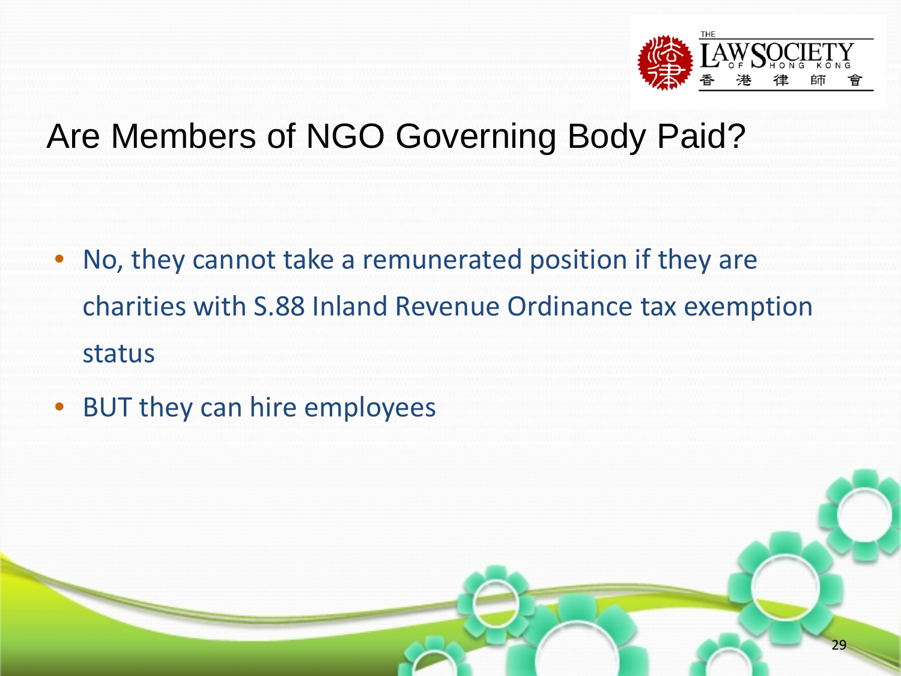# Are Members of NGO Governing Body Paid?

- No, they cannot take a remunerated position if they are charities with S.88 Inland Revenue Ordinance tax exemption status
- BUT they can hire employees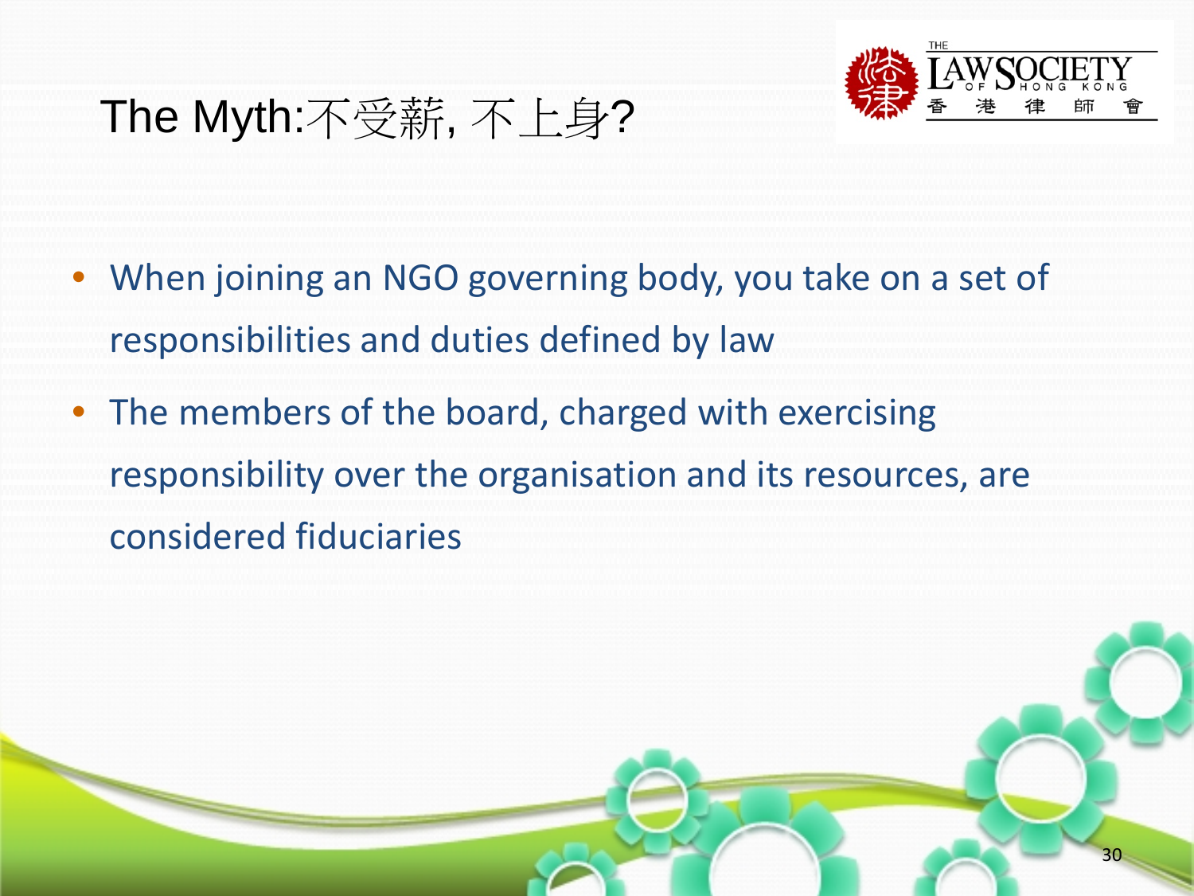# The Myth:不受薪, 不上身?

- When joining an NGO governing body, you take on a set of responsibilities and duties defined by law
- The members of the board, charged with exercising responsibility over the organisation and its resources, are considered fiduciaries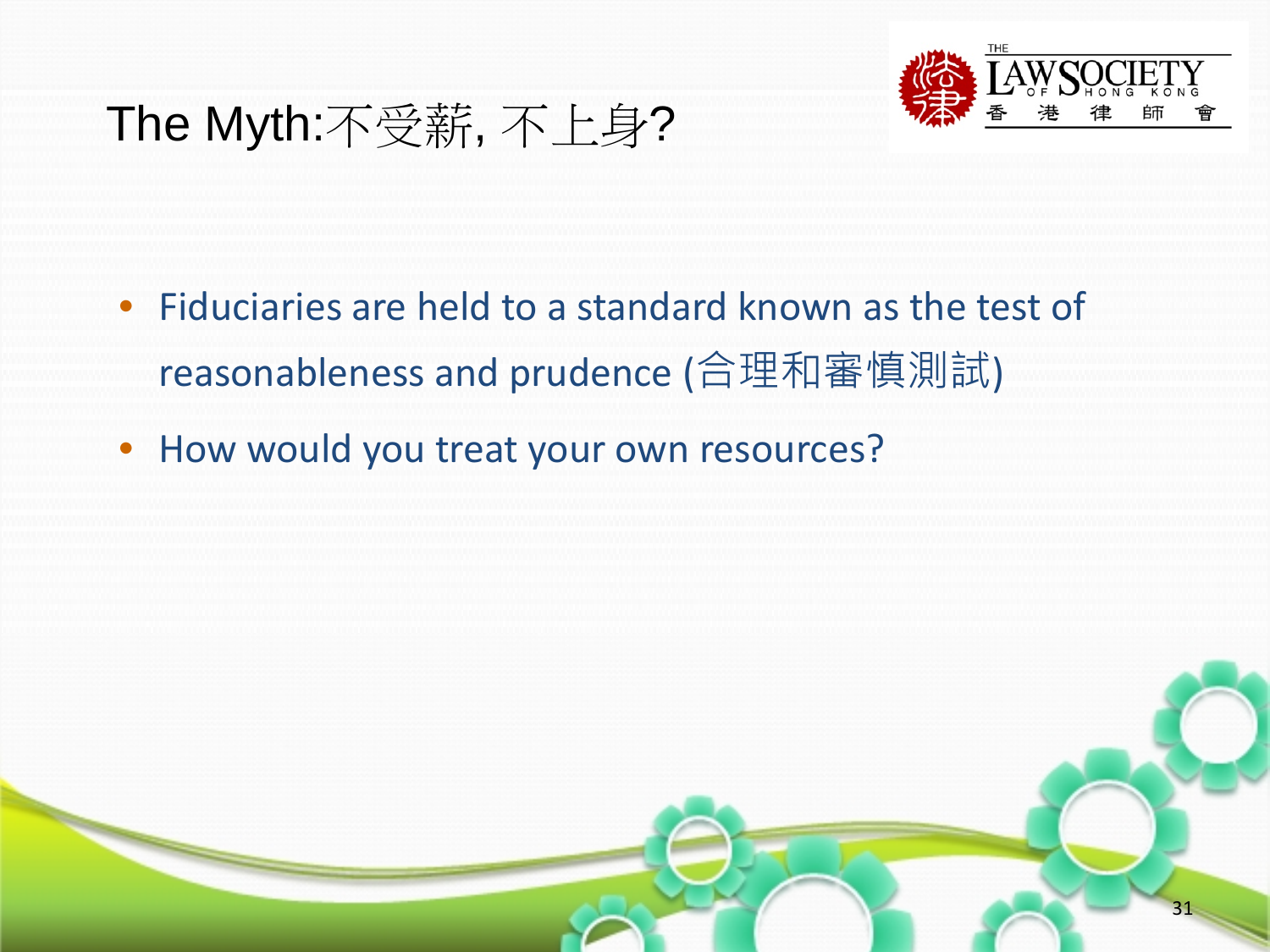# The Myth:不受薪, 不上身?

- Fiduciaries are held to a standard known as the test of reasonableness and prudence (合理和審慎測試)
- How would you treat your own resources?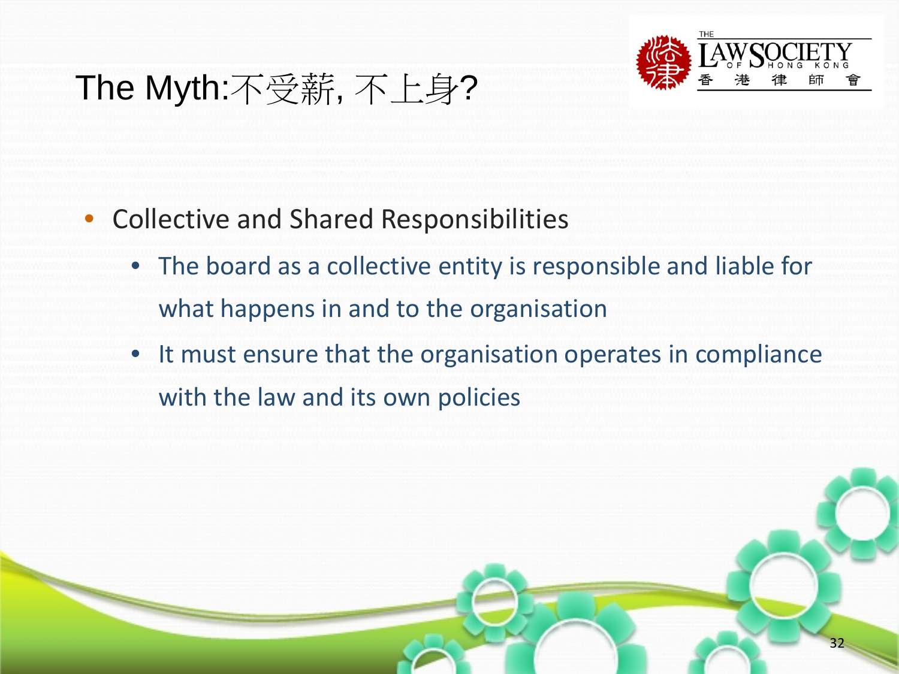# The Myth:不受薪, 不上身?

- Collective and Shared Responsibilities
  - The board as a collective entity is responsible and liable for what happens in and to the organisation
  - It must ensure that the organisation operates in compliance with the law and its own policies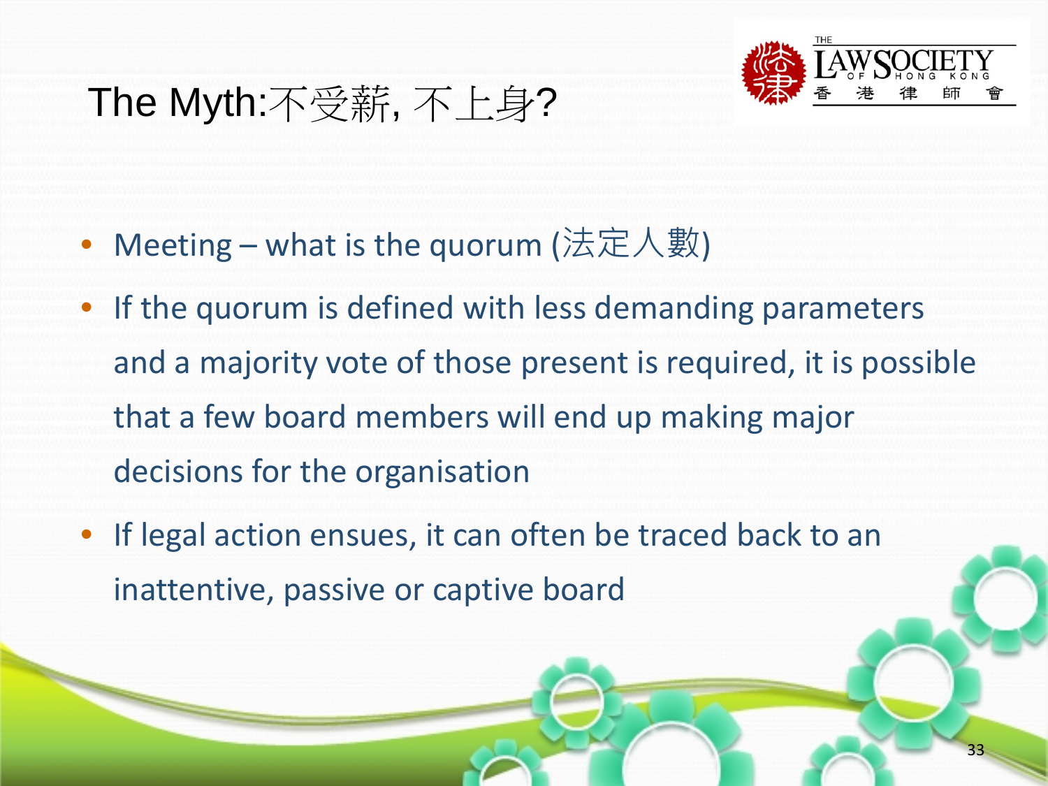# The Myth:不受薪, 不上身?

- Meeting – what is the quorum (法定人數)
- If the quorum is defined with less demanding parameters and a majority vote of those present is required, it is possible that a few board members will end up making major decisions for the organisation
- If legal action ensues, it can often be traced back to an inattentive, passive or captive board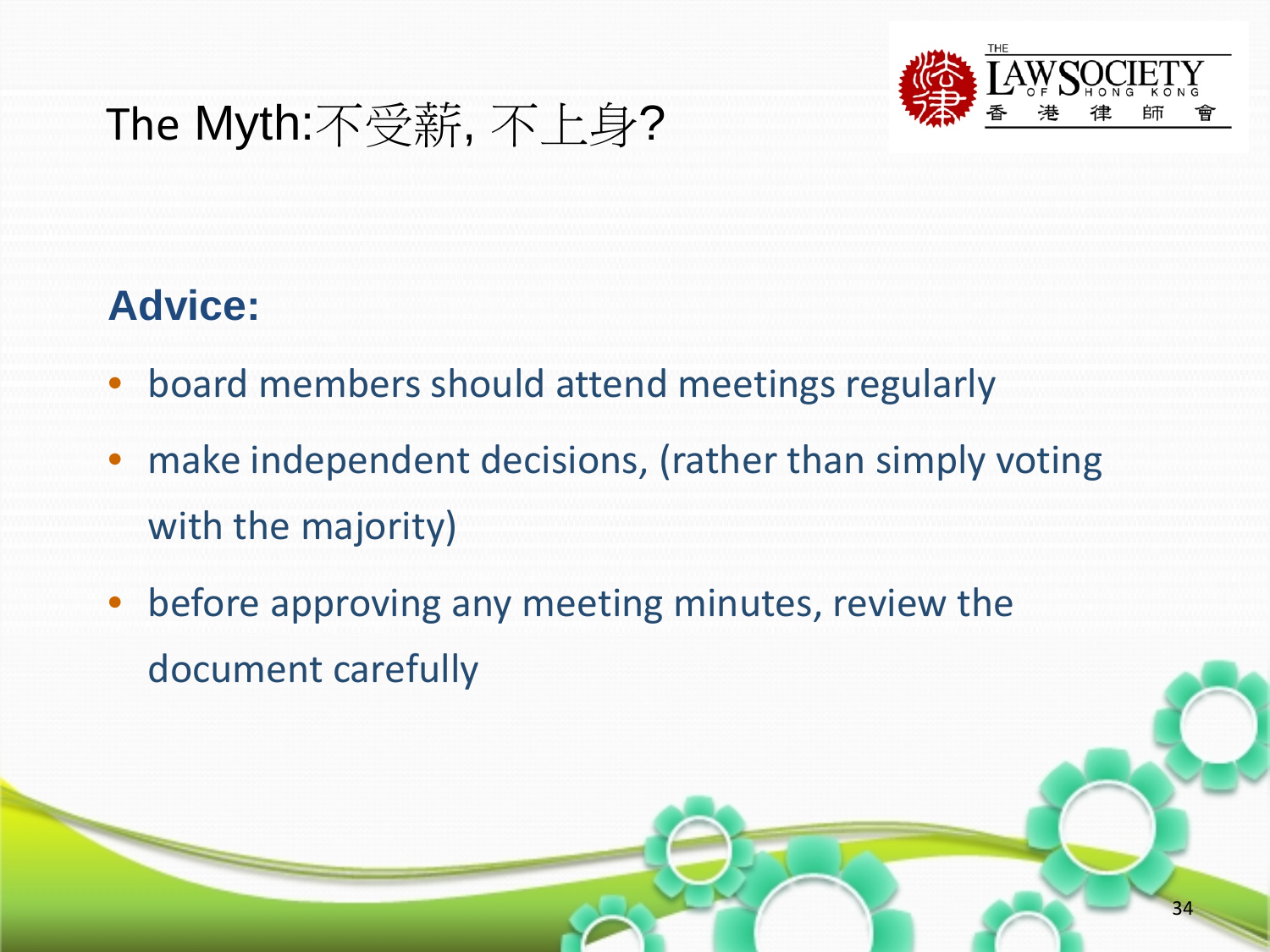# The Myth:不受薪, 不上身?

**Advice:**

- board members should attend meetings regularly
- make independent decisions, (rather than simply voting with the majority)
- before approving any meeting minutes, review the document carefully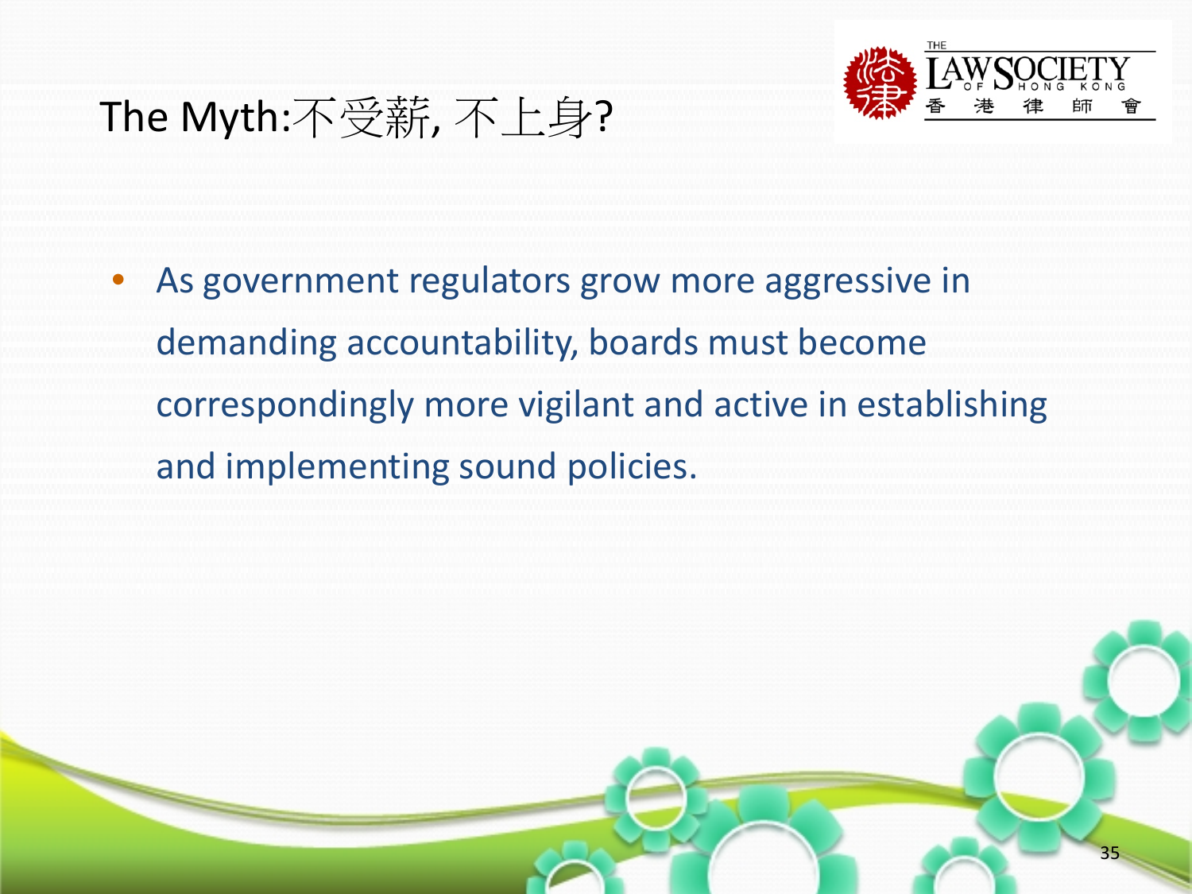# The Myth:不受薪, 不上身?

- As government regulators grow more aggressive in demanding accountability, boards must become correspondingly more vigilant and active in establishing and implementing sound policies.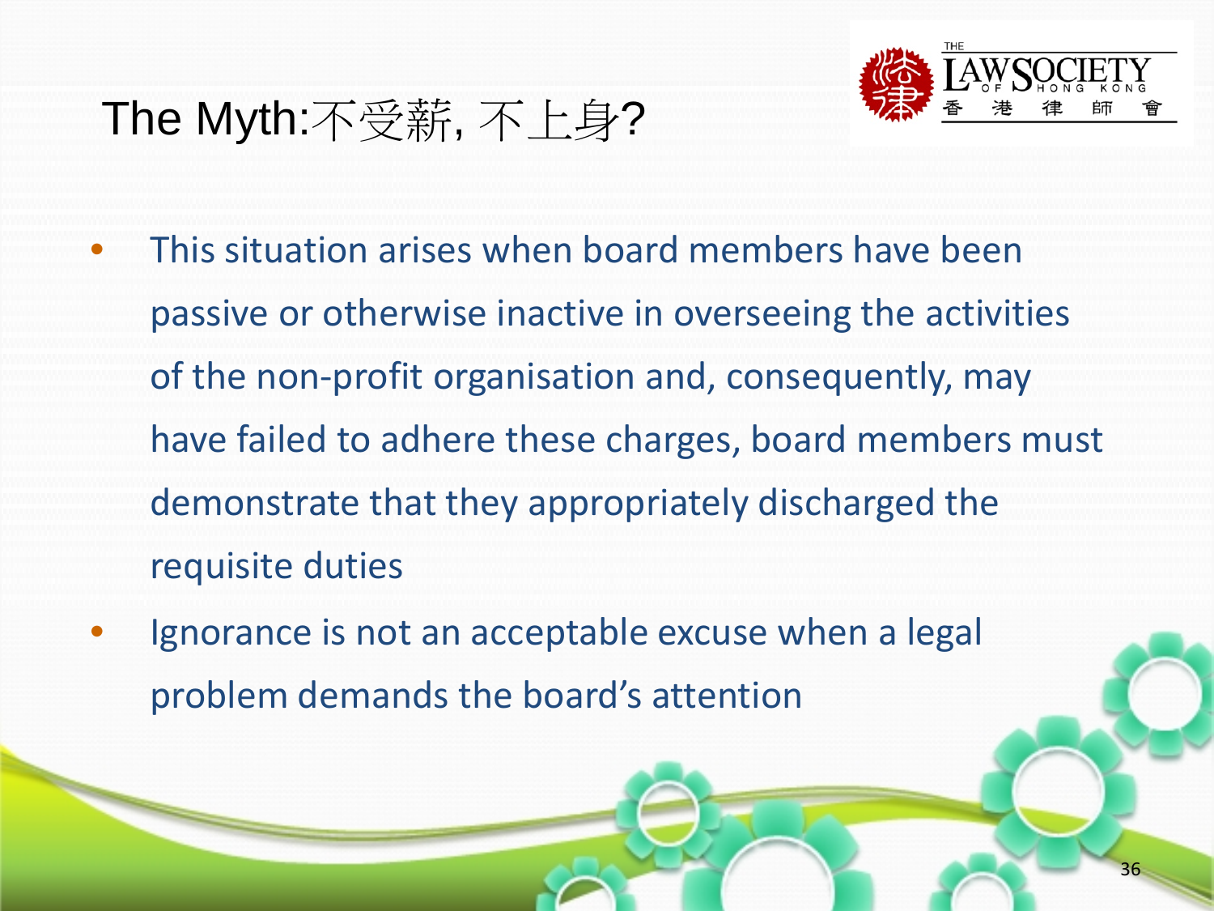# The Myth:不受薪, 不上身?

- This situation arises when board members have been passive or otherwise inactive in overseeing the activities of the non-profit organisation and, consequently, may have failed to adhere these charges, board members must demonstrate that they appropriately discharged the requisite duties
- Ignorance is not an acceptable excuse when a legal problem demands the board's attention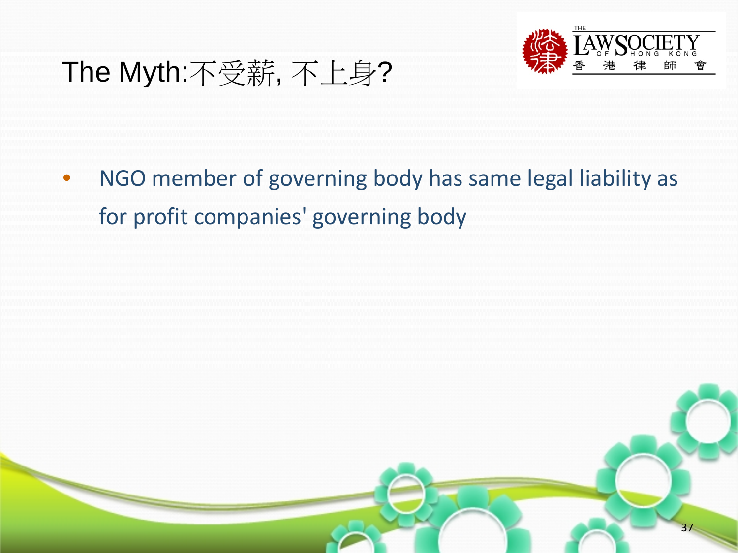# The Myth:不受薪, 不上身?

- NGO member of governing body has same legal liability as for profit companies' governing body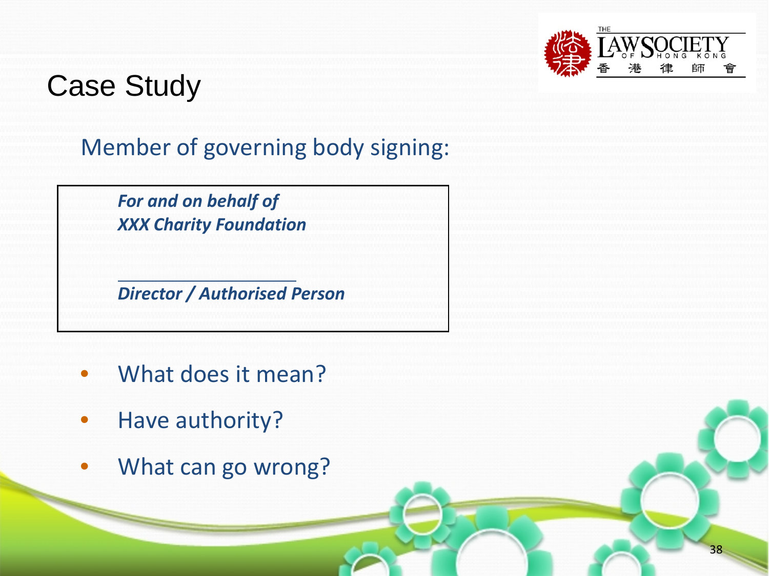# Case Study

Member of governing body signing:

> ***For and on behalf of***
> ***XXX Charity Foundation***
>
> \_\_\_\_\_\_\_\_\_\_\_\_\_\_\_\_\_\_\_\_
>
> ***Director / Authorised Person***

- What does it mean?
- Have authority?
- What can go wrong?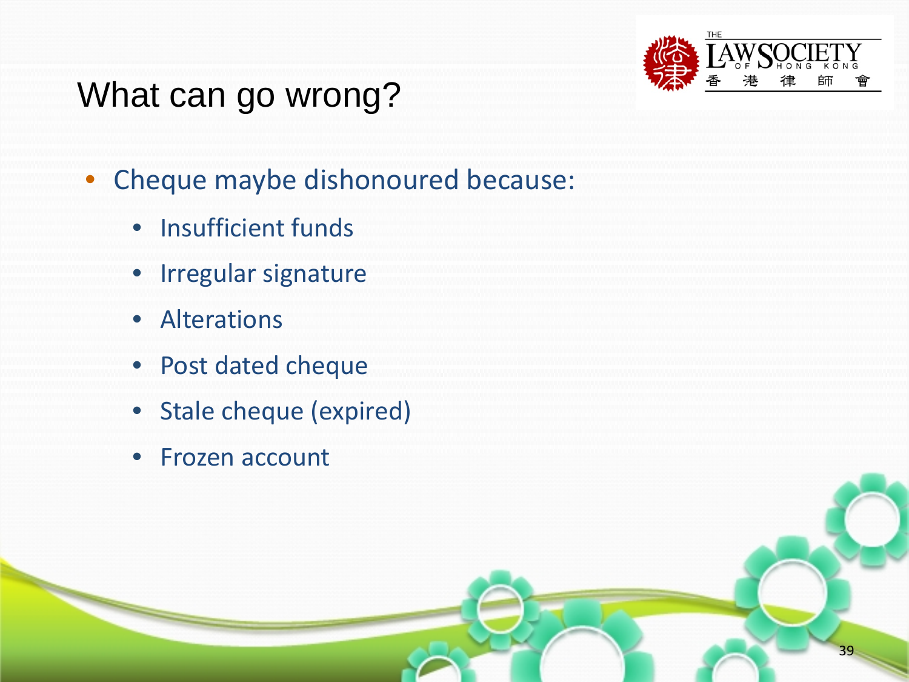# What can go wrong?

- Cheque maybe dishonoured because:
  - Insufficient funds
  - Irregular signature
  - Alterations
  - Post dated cheque
  - Stale cheque (expired)
  - Frozen account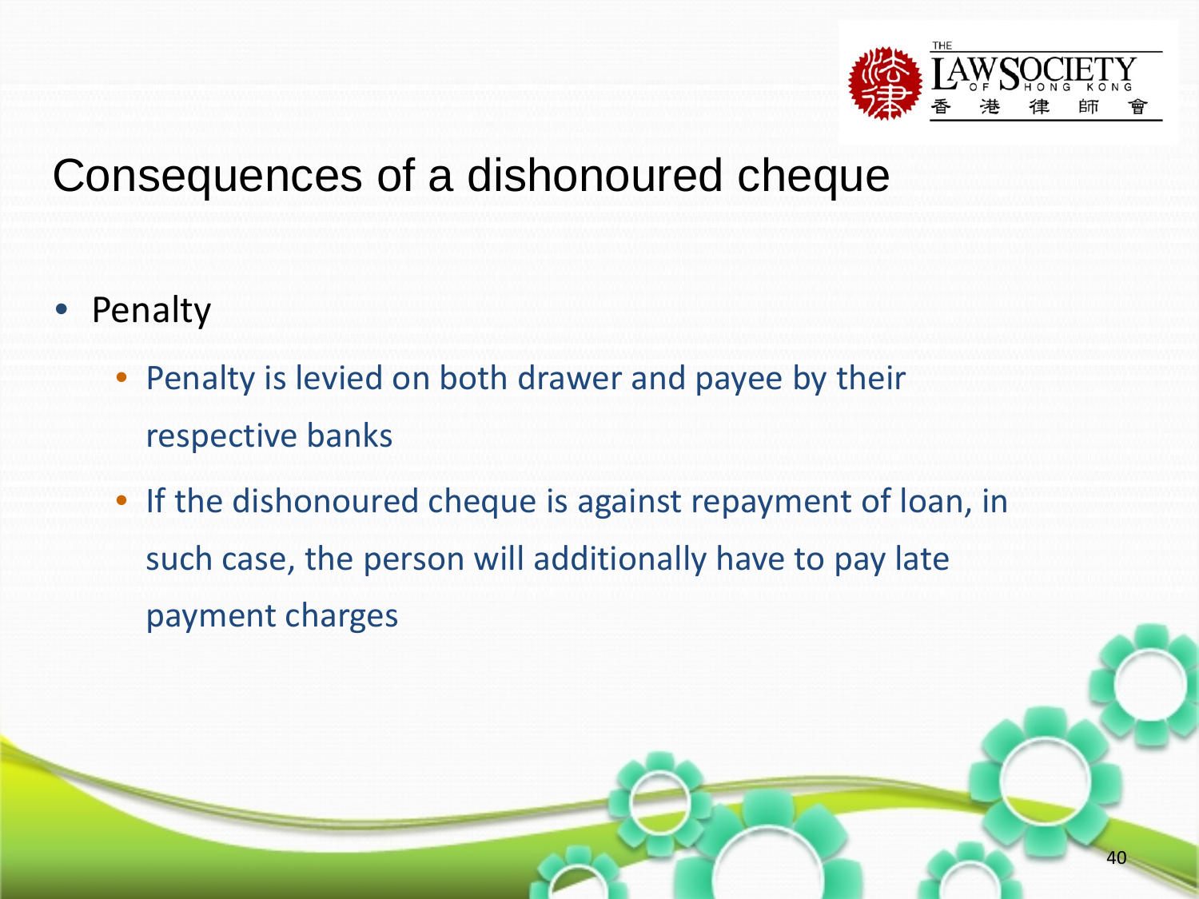# Consequences of a dishonoured cheque

- Penalty
  - Penalty is levied on both drawer and payee by their respective banks
  - If the dishonoured cheque is against repayment of loan, in such case, the person will additionally have to pay late payment charges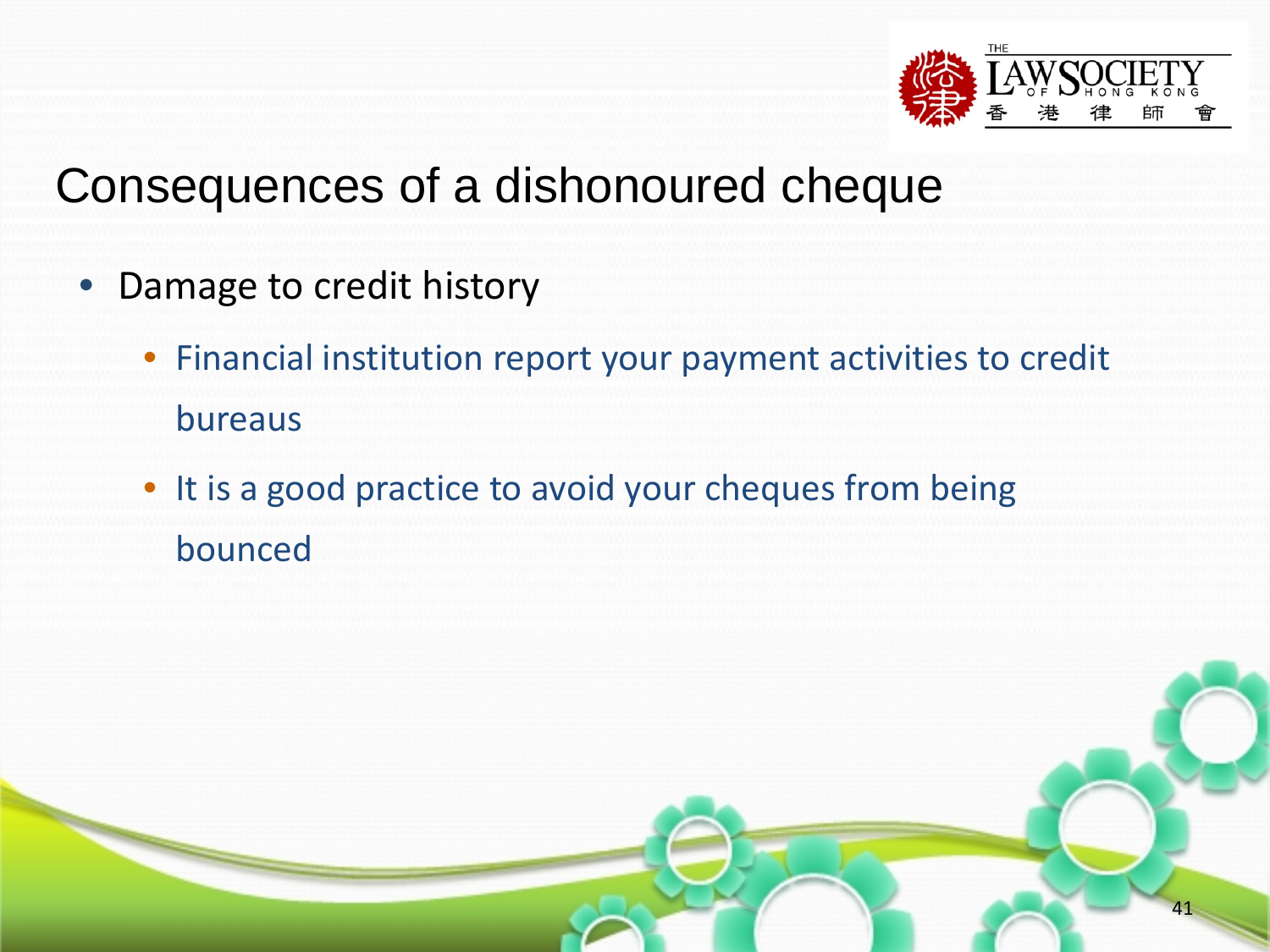# Consequences of a dishonoured cheque

- Damage to credit history
  - Financial institution report your payment activities to credit bureaus
  - It is a good practice to avoid your cheques from being bounced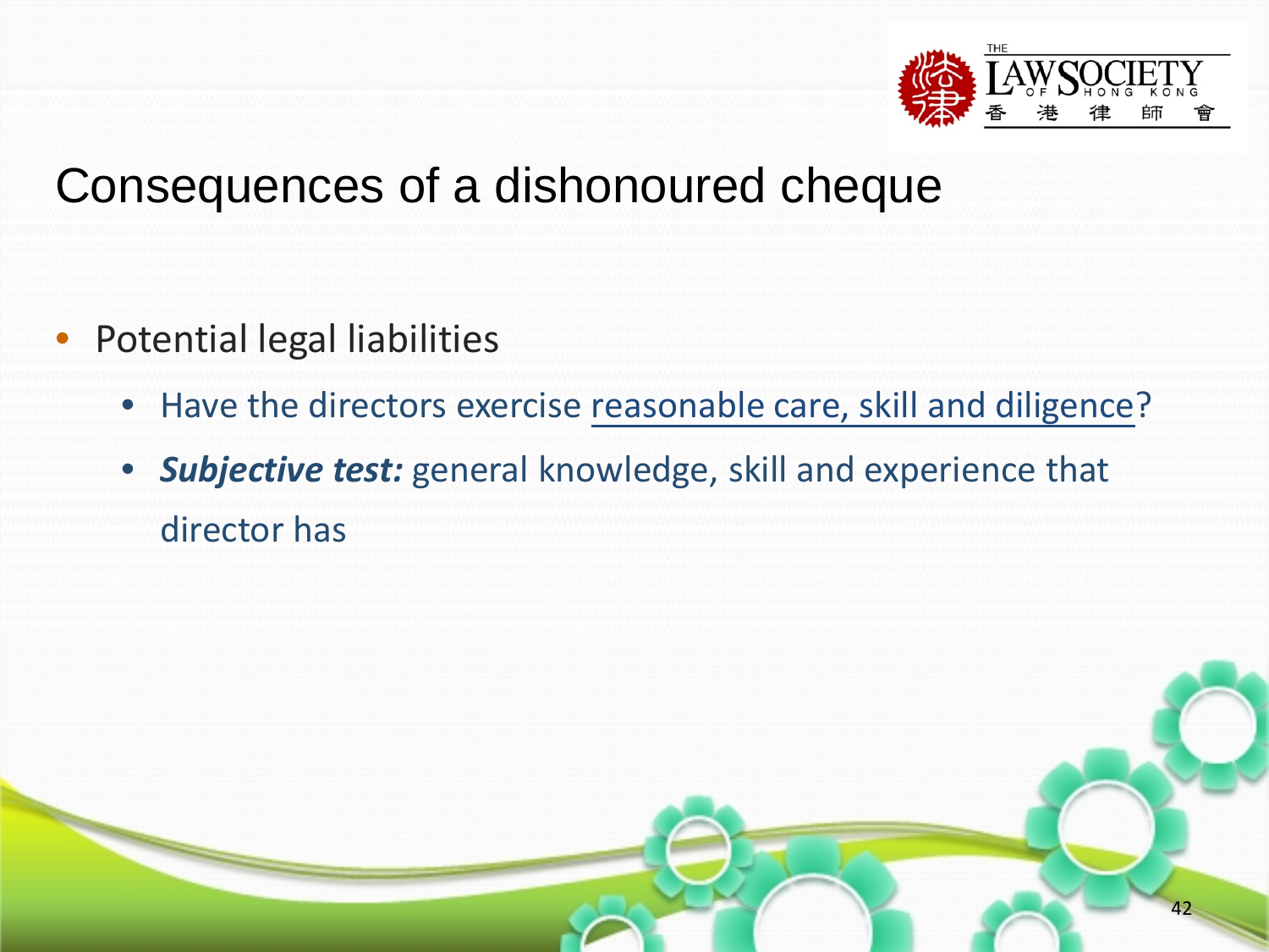# Consequences of a dishonoured cheque

- Potential legal liabilities
  - Have the directors exercise reasonable care, skill and diligence?
  - ***Subjective test:*** general knowledge, skill and experience that director has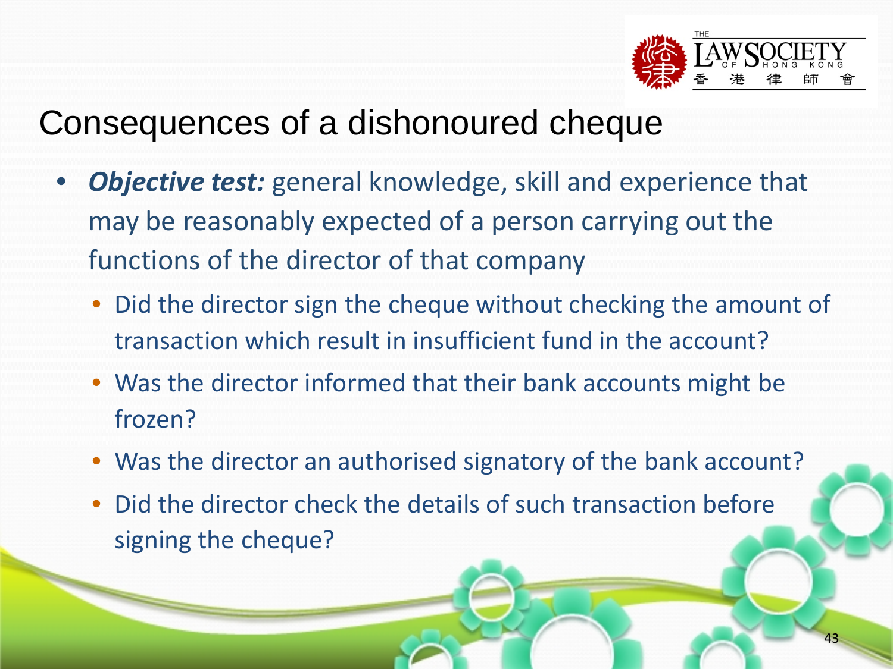# Consequences of a dishonoured cheque

- ***Objective test:*** general knowledge, skill and experience that may be reasonably expected of a person carrying out the functions of the director of that company
  - Did the director sign the cheque without checking the amount of transaction which result in insufficient fund in the account?
  - Was the director informed that their bank accounts might be frozen?
  - Was the director an authorised signatory of the bank account?
  - Did the director check the details of such transaction before signing the cheque?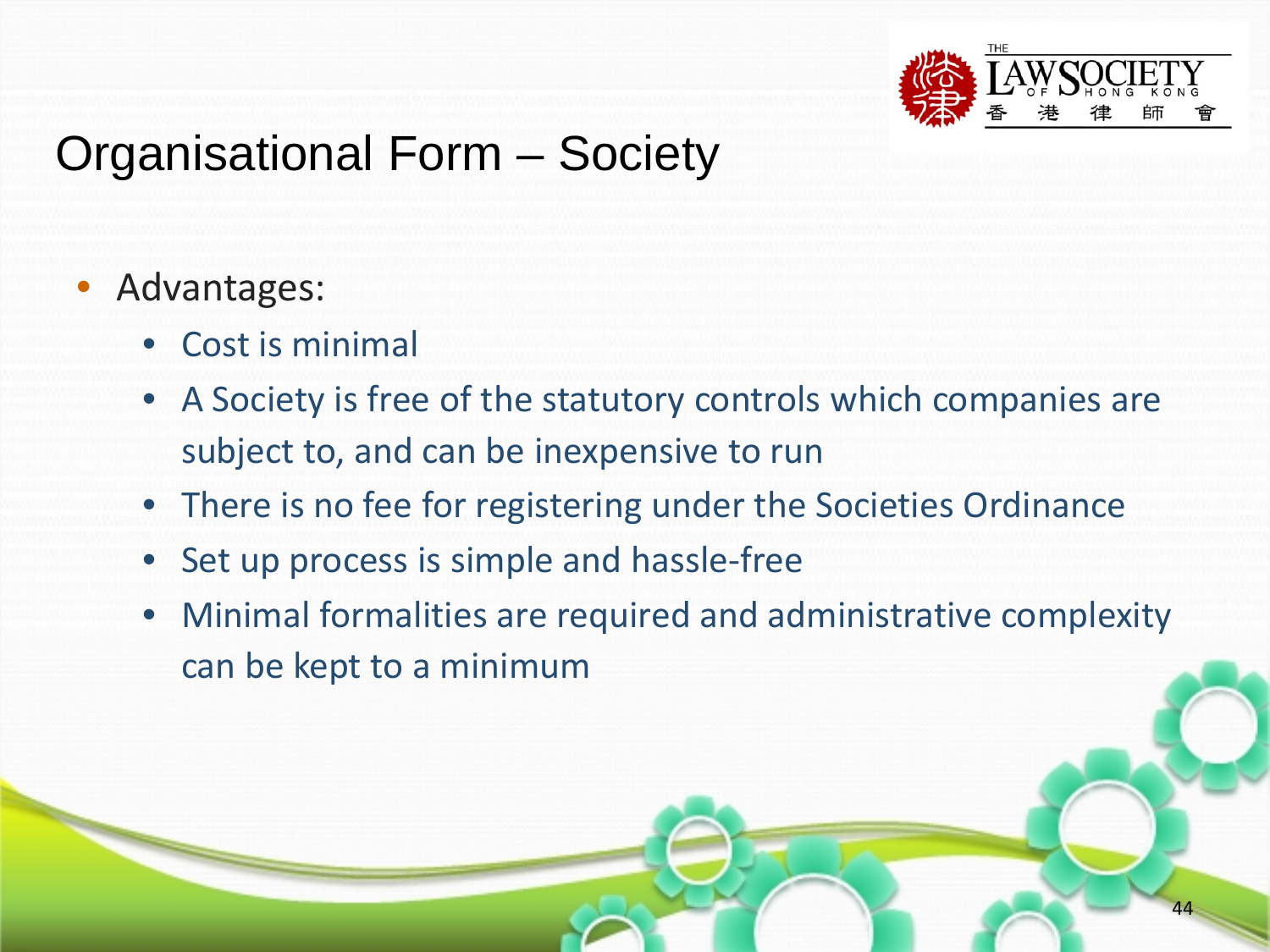# Organisational Form – Society

- Advantages:
  - Cost is minimal
  - A Society is free of the statutory controls which companies are subject to, and can be inexpensive to run
  - There is no fee for registering under the Societies Ordinance
  - Set up process is simple and hassle-free
  - Minimal formalities are required and administrative complexity can be kept to a minimum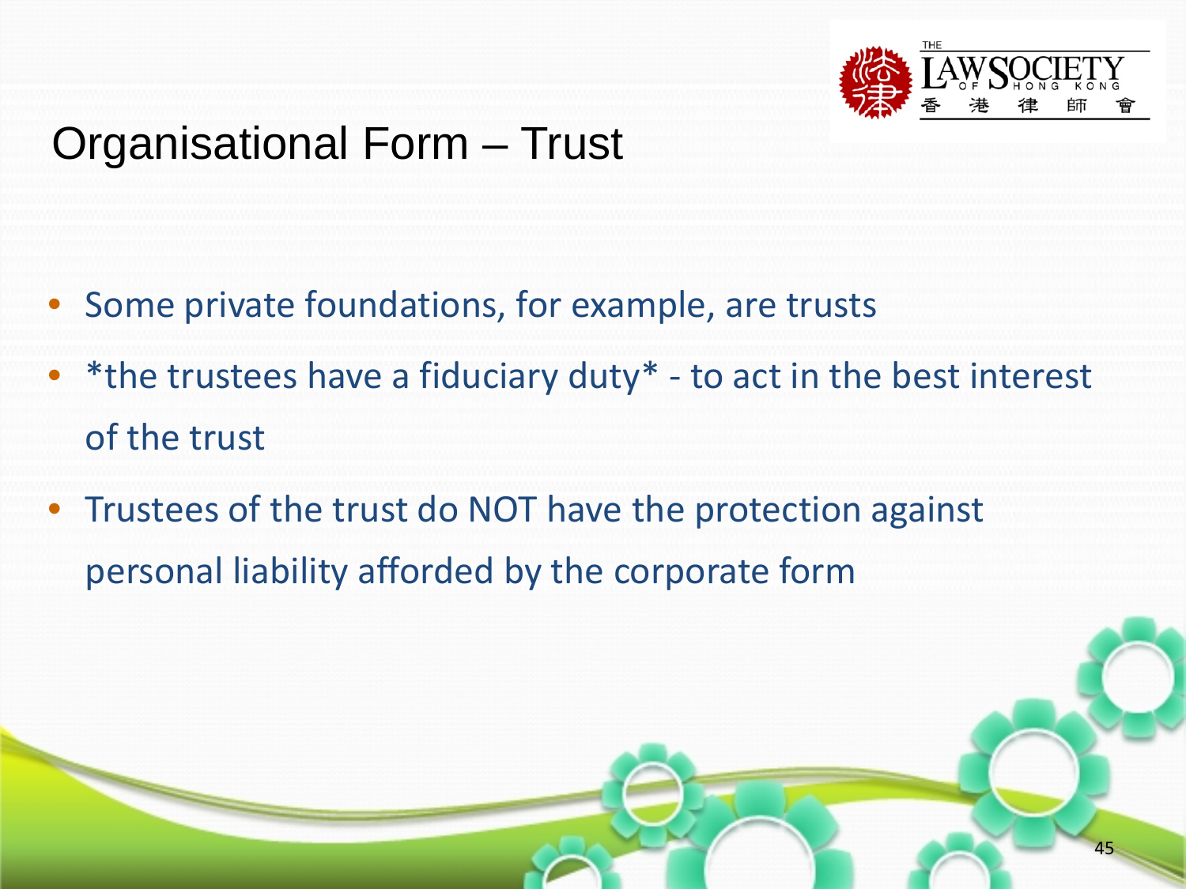# Organisational Form – Trust

- Some private foundations, for example, are trusts
- *the trustees have a fiduciary duty* - to act in the best interest of the trust
- Trustees of the trust do NOT have the protection against personal liability afforded by the corporate form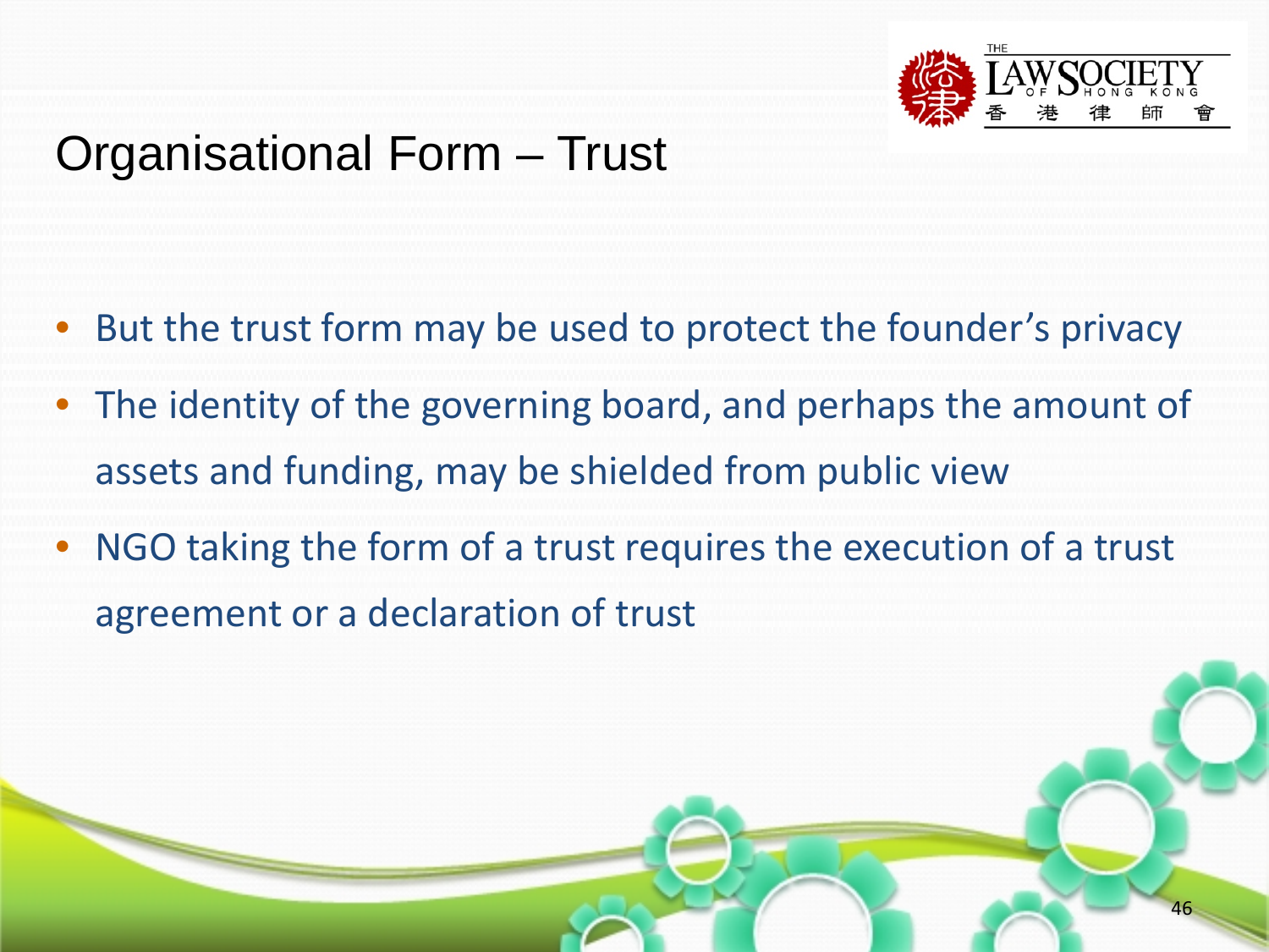# Organisational Form – Trust

- But the trust form may be used to protect the founder's privacy
- The identity of the governing board, and perhaps the amount of assets and funding, may be shielded from public view
- NGO taking the form of a trust requires the execution of a trust agreement or a declaration of trust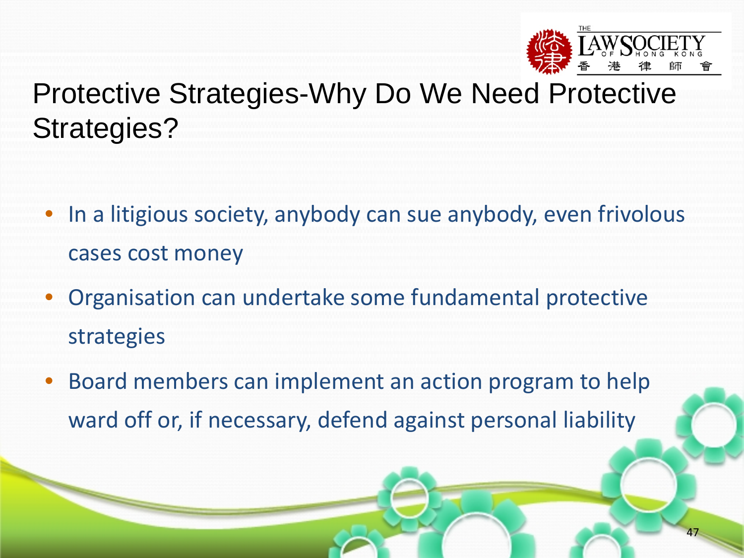# Protective Strategies-Why Do We Need Protective Strategies?

- In a litigious society, anybody can sue anybody, even frivolous cases cost money
- Organisation can undertake some fundamental protective strategies
- Board members can implement an action program to help ward off or, if necessary, defend against personal liability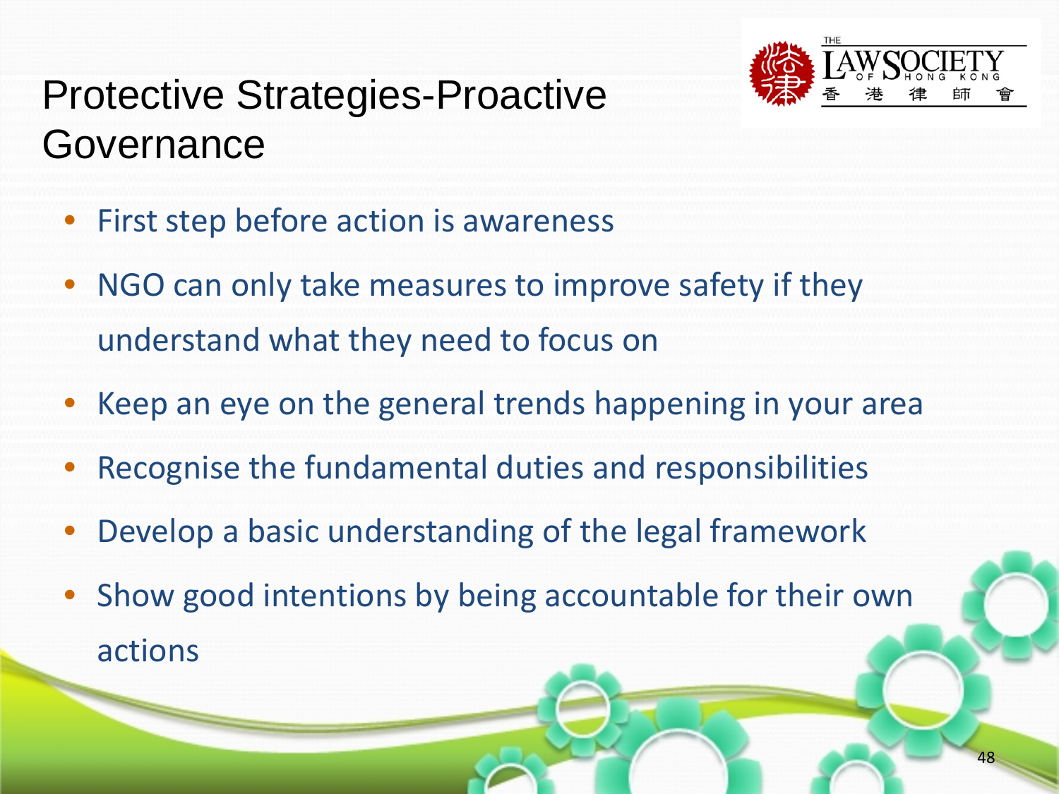# Protective Strategies-Proactive Governance

- First step before action is awareness
- NGO can only take measures to improve safety if they understand what they need to focus on
- Keep an eye on the general trends happening in your area
- Recognise the fundamental duties and responsibilities
- Develop a basic understanding of the legal framework
- Show good intentions by being accountable for their own actions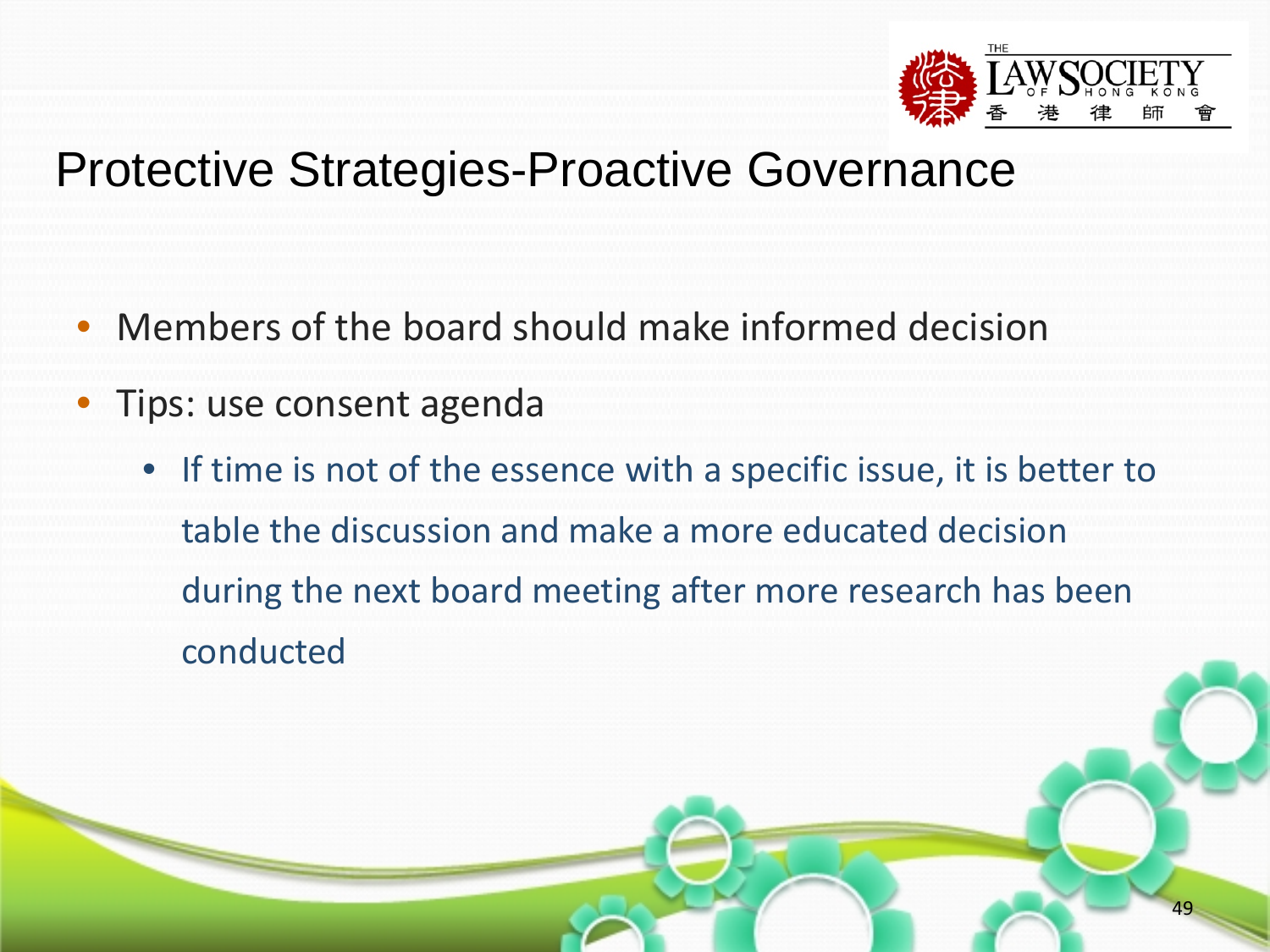# Protective Strategies-Proactive Governance

- Members of the board should make informed decision
- Tips: use consent agenda
  - If time is not of the essence with a specific issue, it is better to table the discussion and make a more educated decision during the next board meeting after more research has been conducted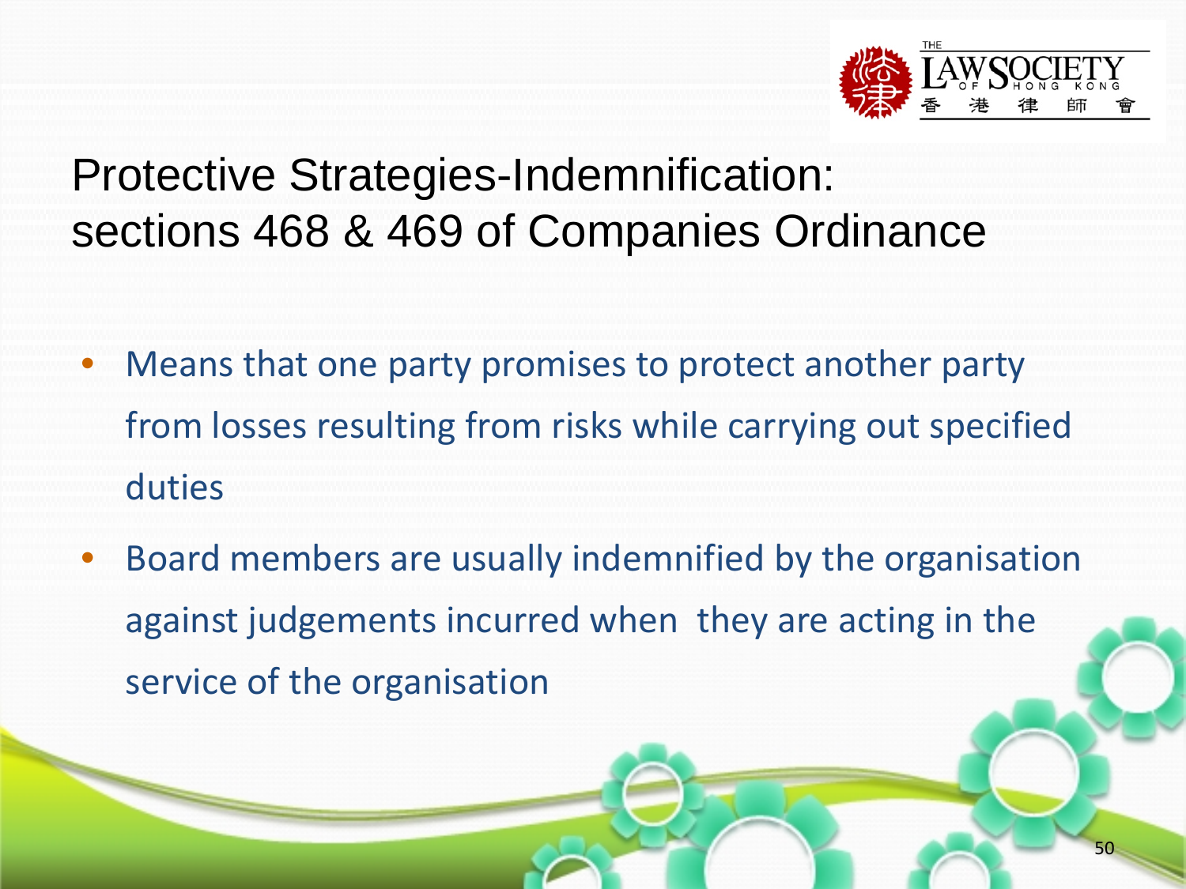# Protective Strategies-Indemnification: sections 468 & 469 of Companies Ordinance

- Means that one party promises to protect another party from losses resulting from risks while carrying out specified duties
- Board members are usually indemnified by the organisation against judgements incurred when they are acting in the service of the organisation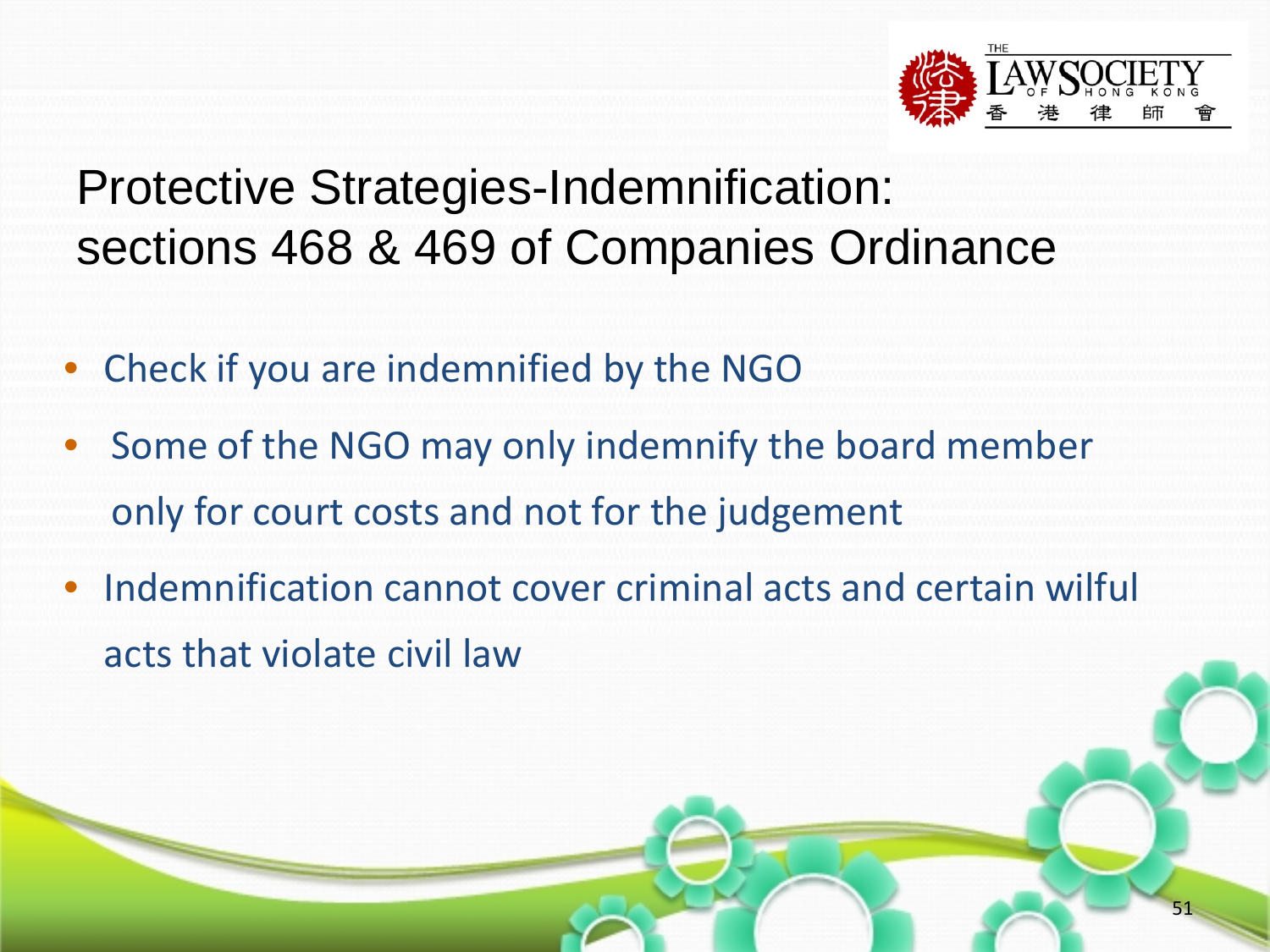# Protective Strategies-Indemnification: sections 468 & 469 of Companies Ordinance

- Check if you are indemnified by the NGO
- Some of the NGO may only indemnify the board member only for court costs and not for the judgement
- Indemnification cannot cover criminal acts and certain wilful acts that violate civil law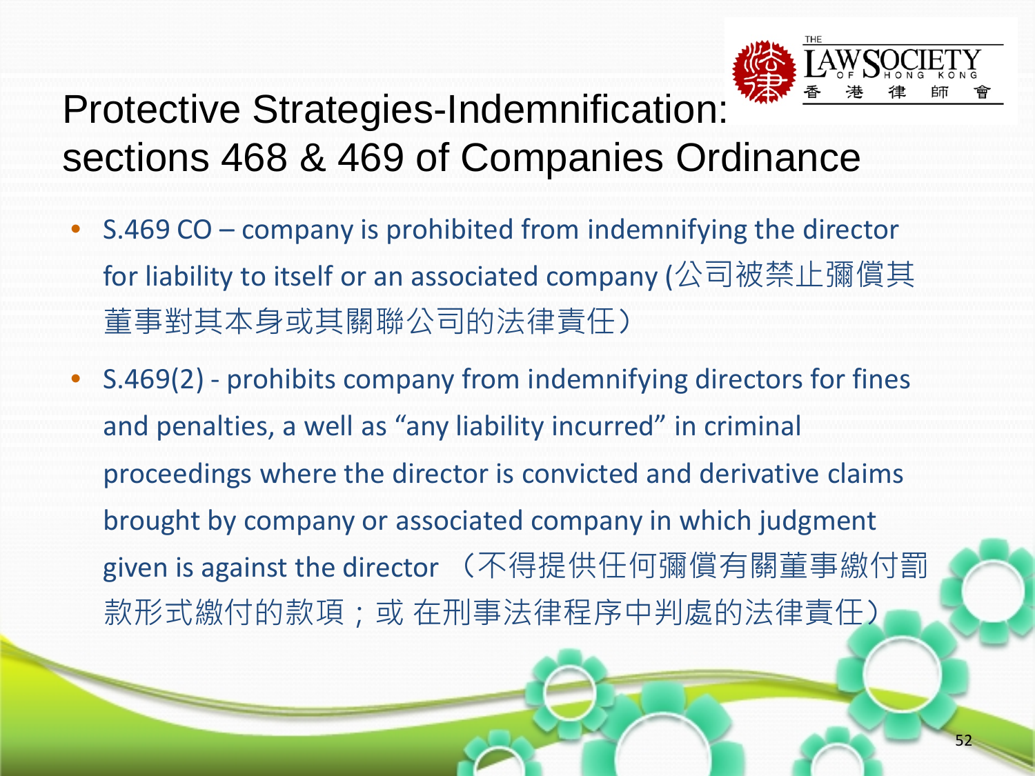# Protective Strategies-Indemnification: sections 468 & 469 of Companies Ordinance

- S.469 CO – company is prohibited from indemnifying the director for liability to itself or an associated company (公司被禁止彌償其董事對其本身或其關聯公司的法律責任)
- S.469(2) - prohibits company from indemnifying directors for fines and penalties, a well as "any liability incurred" in criminal proceedings where the director is convicted and derivative claims brought by company or associated company in which judgment given is against the director （不得提供任何彌償有關董事繳付罰款形式繳付的款項；或 在刑事法律程序中判處的法律責任）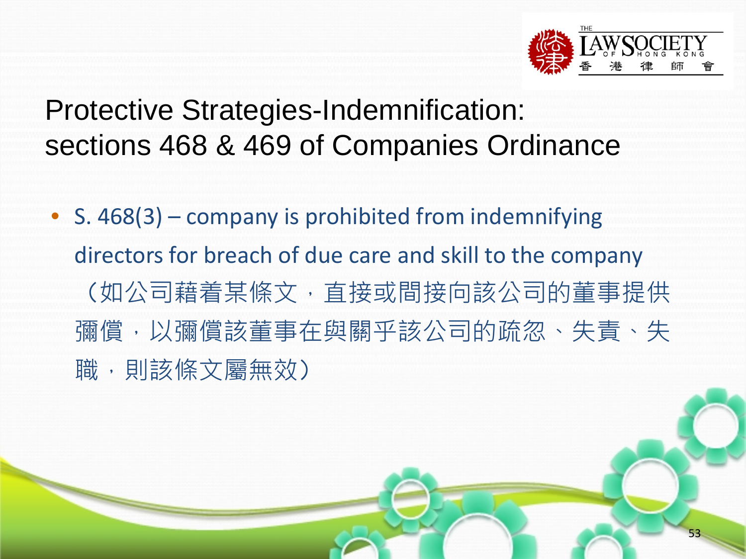# Protective Strategies-Indemnification: sections 468 & 469 of Companies Ordinance

- S. 468(3) – company is prohibited from indemnifying directors for breach of due care and skill to the company （如公司藉着某條文，直接或間接向該公司的董事提供彌償，以彌償該董事在與關乎該公司的疏忽、失責、失職，則該條文屬無效）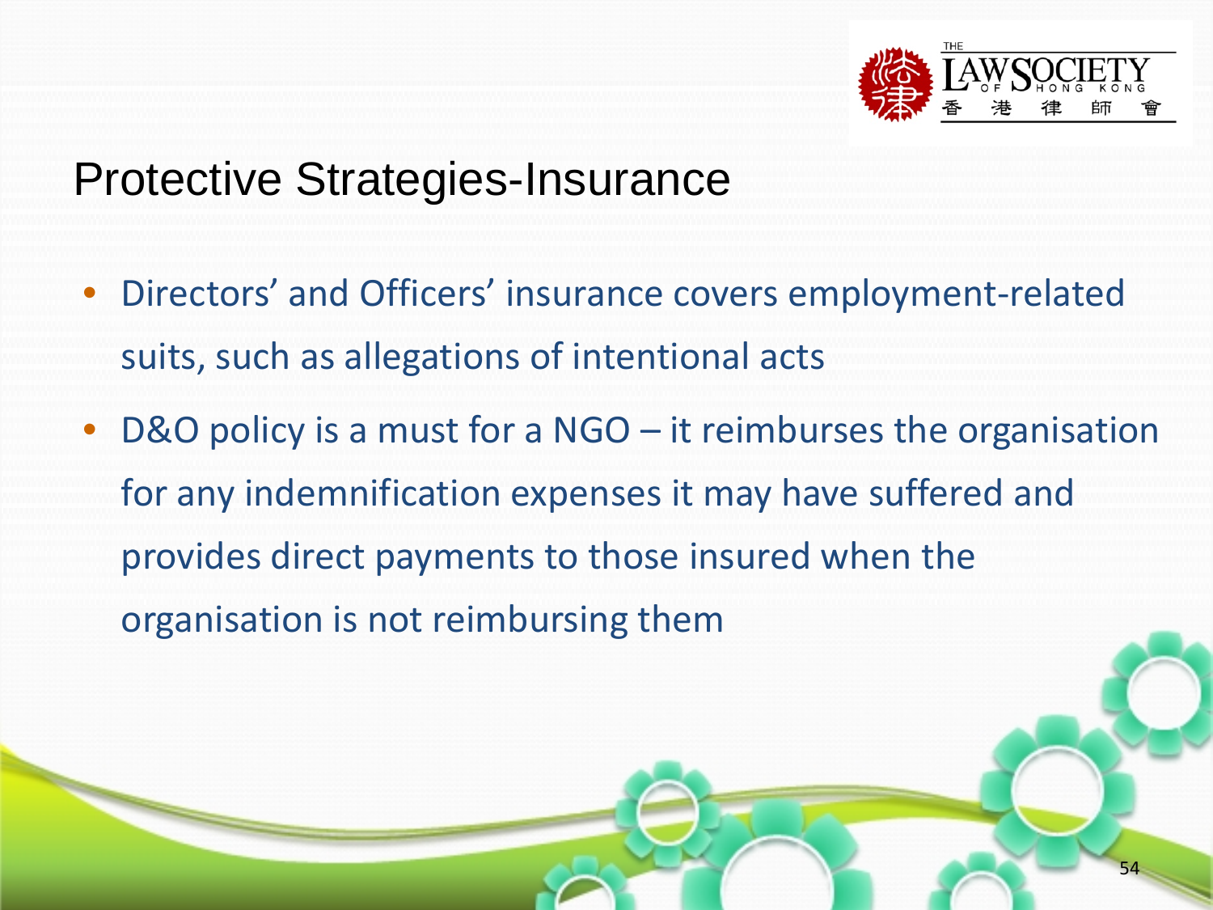# Protective Strategies-Insurance

- Directors' and Officers' insurance covers employment-related suits, such as allegations of intentional acts
- D&O policy is a must for a NGO – it reimburses the organisation for any indemnification expenses it may have suffered and provides direct payments to those insured when the organisation is not reimbursing them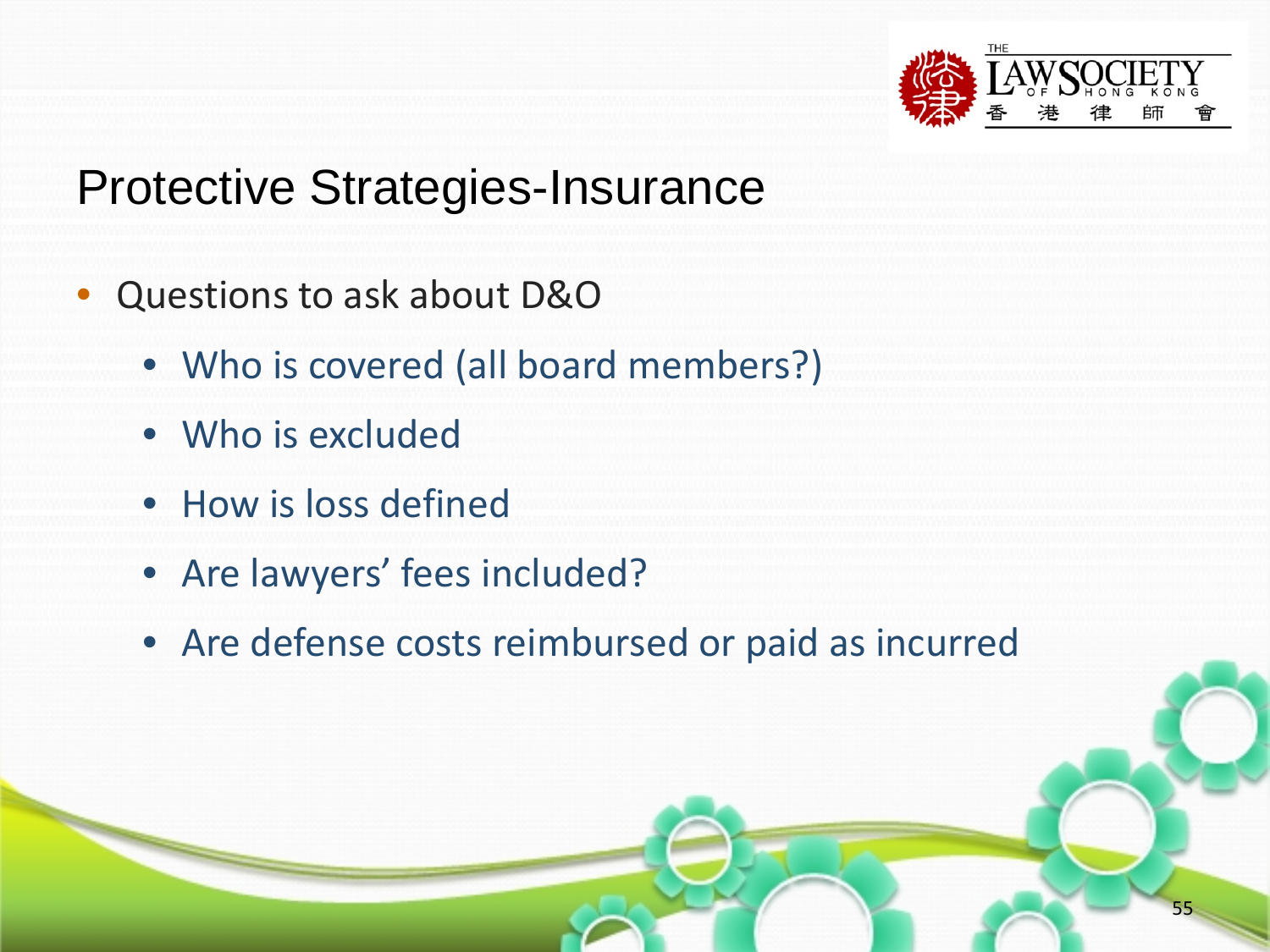# Protective Strategies-Insurance

- Questions to ask about D&O
  - Who is covered (all board members?)
  - Who is excluded
  - How is loss defined
  - Are lawyers' fees included?
  - Are defense costs reimbursed or paid as incurred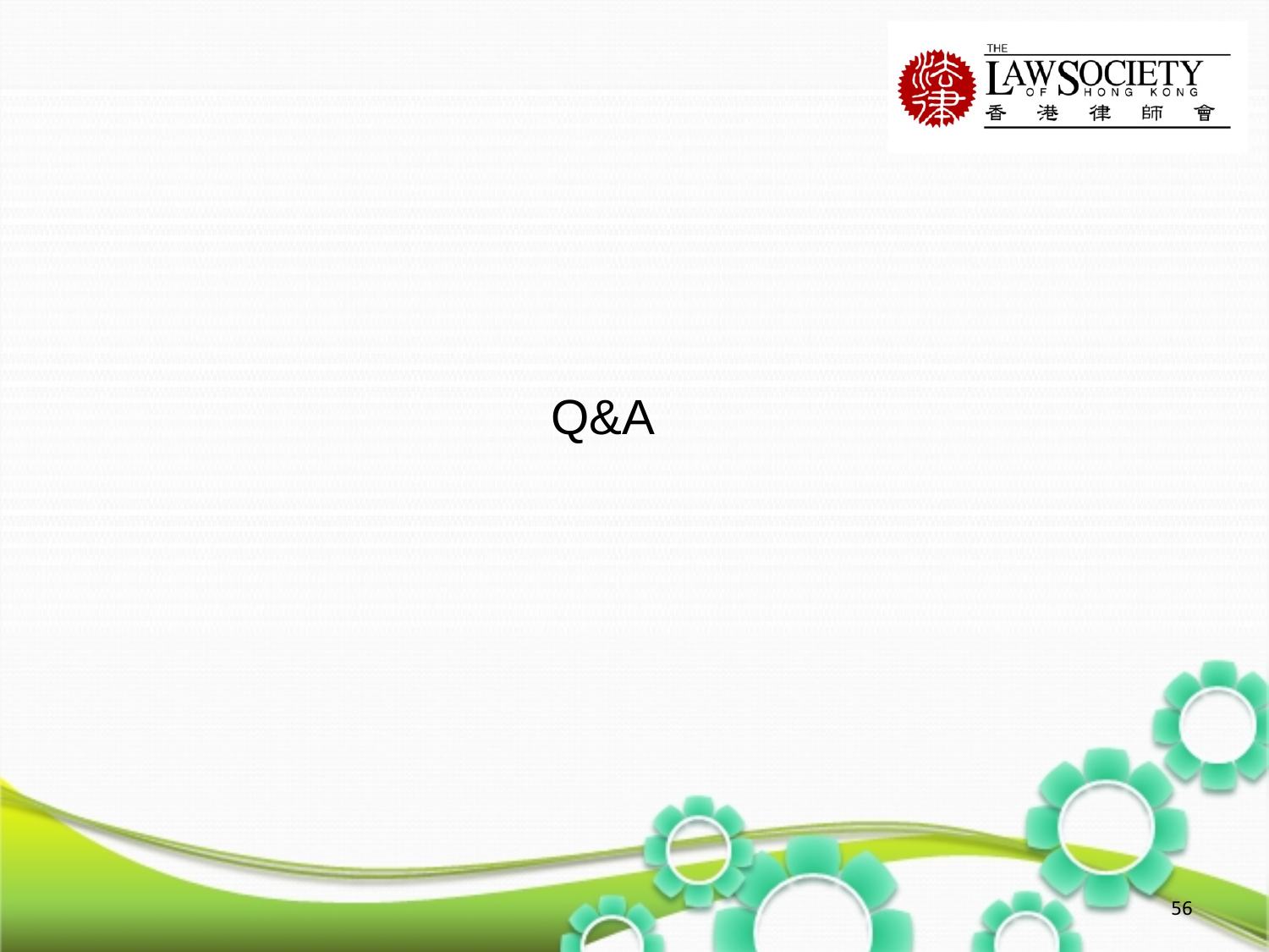Q&A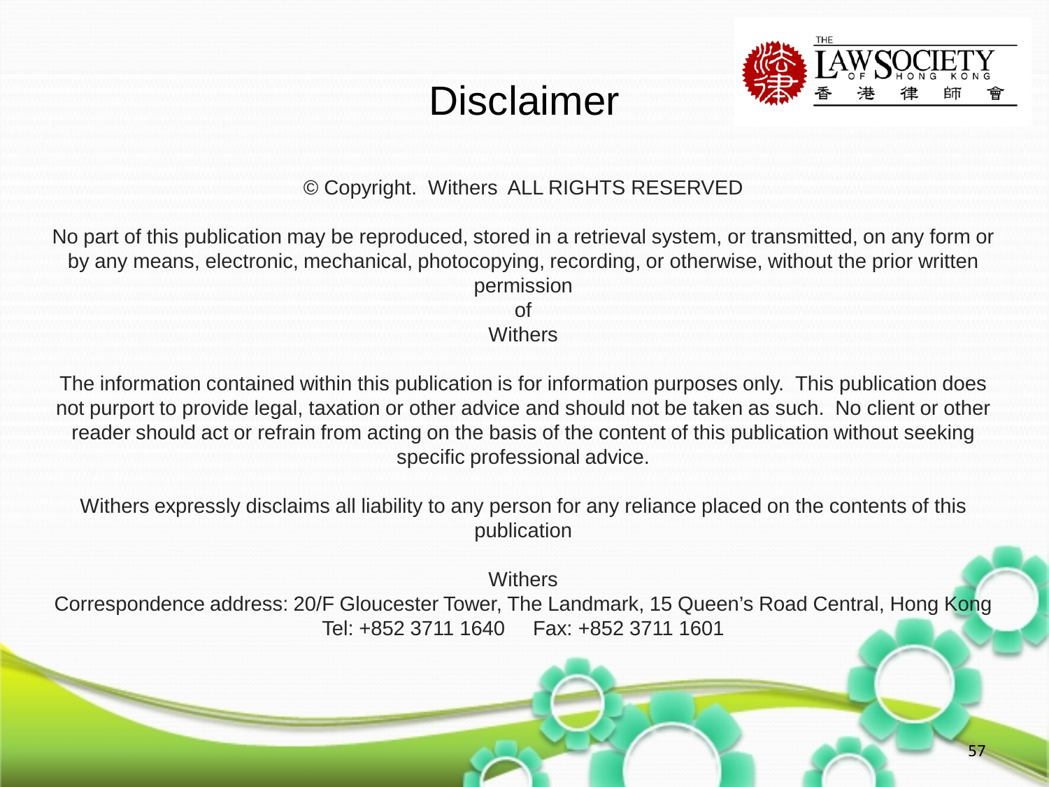# Disclaimer

© Copyright. Withers ALL RIGHTS RESERVED

No part of this publication may be reproduced, stored in a retrieval system, or transmitted, on any form or by any means, electronic, mechanical, photocopying, recording, or otherwise, without the prior written permission of Withers

The information contained within this publication is for information purposes only. This publication does not purport to provide legal, taxation or other advice and should not be taken as such. No client or other reader should act or refrain from acting on the basis of the content of this publication without seeking specific professional advice.

Withers expressly disclaims all liability to any person for any reliance placed on the contents of this publication

Withers
Correspondence address: 20/F Gloucester Tower, The Landmark, 15 Queen's Road Central, Hong Kong
Tel: +852 3711 1640 Fax: +852 3711 1601